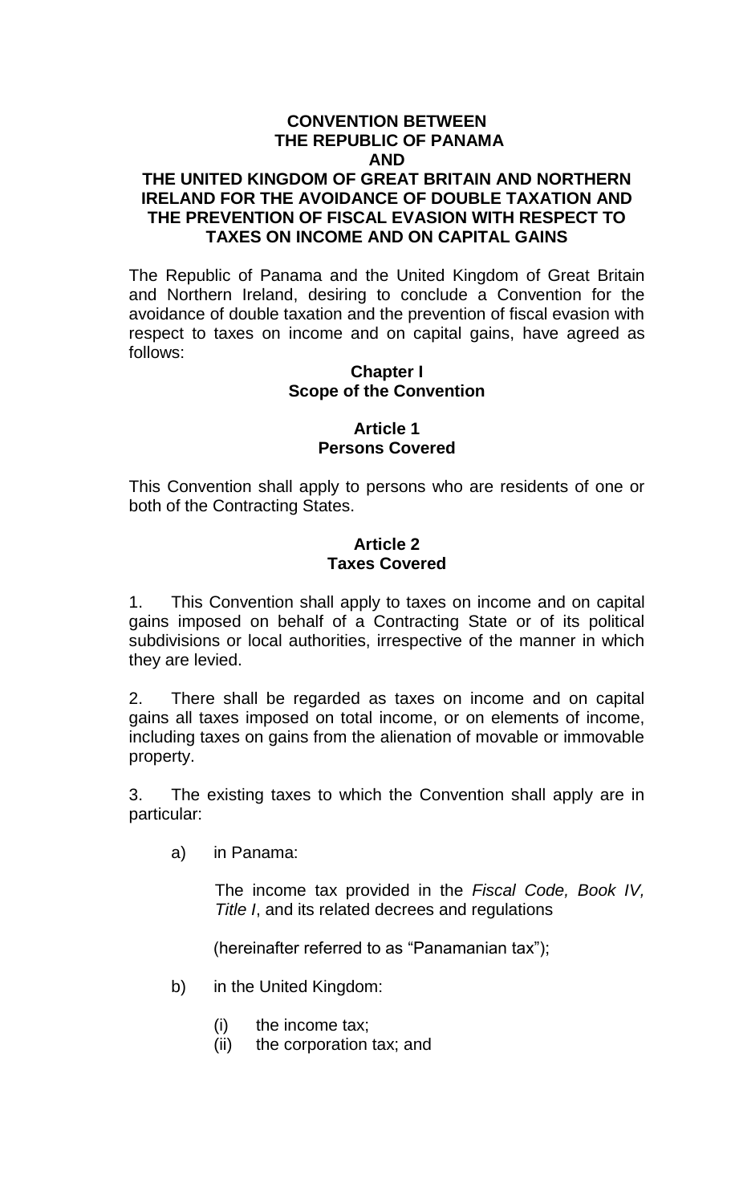# CONVENTION BETWEEN THE REPUBLIC OF PANAMA AND THE UNITED KINGDOM OF GREAT BRITAIN AND NORTHERN IRELAND FOR THE AVOIDANCE OF DOUBLE TAXATION AND THE PREVENTION OF FISCAL EVASION WITH RESPECT TO TAXES ON INCOME AND ON CAPITAL GAINS

The Republic of Panama and the United Kingdom of Great Britain and Northern Ireland, desiring to conclude a Convention for the avoidance of double taxation and the prevention of fiscal evasion with respect to taxes on income and on capital gains, have agreed as follows:

## Chapter I
## Scope of the Convention

### Article 1
### Persons Covered

This Convention shall apply to persons who are residents of one or both of the Contracting States.

### Article 2
### Taxes Covered

1. This Convention shall apply to taxes on income and on capital gains imposed on behalf of a Contracting State or of its political subdivisions or local authorities, irrespective of the manner in which they are levied.

2. There shall be regarded as taxes on income and on capital gains all taxes imposed on total income, or on elements of income, including taxes on gains from the alienation of movable or immovable property.

3. The existing taxes to which the Convention shall apply are in particular:

a) in Panama:

The income tax provided in the *Fiscal Code, Book IV, Title I*, and its related decrees and regulations

(hereinafter referred to as "Panamanian tax");

b) in the United Kingdom:

(i) the income tax;
(ii) the corporation tax; and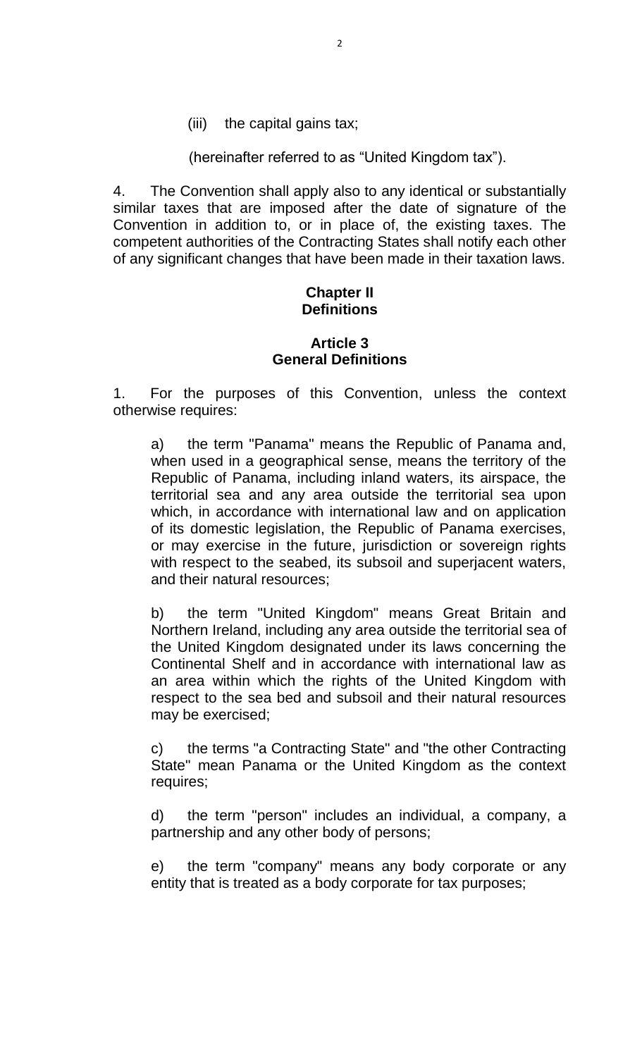(iii) the capital gains tax;

(hereinafter referred to as “United Kingdom tax”).

4. The Convention shall apply also to any identical or substantially similar taxes that are imposed after the date of signature of the Convention in addition to, or in place of, the existing taxes. The competent authorities of the Contracting States shall notify each other of any significant changes that have been made in their taxation laws.

## Chapter II
## Definitions

### Article 3
### General Definitions

1. For the purposes of this Convention, unless the context otherwise requires:

a) the term "Panama" means the Republic of Panama and, when used in a geographical sense, means the territory of the Republic of Panama, including inland waters, its airspace, the territorial sea and any area outside the territorial sea upon which, in accordance with international law and on application of its domestic legislation, the Republic of Panama exercises, or may exercise in the future, jurisdiction or sovereign rights with respect to the seabed, its subsoil and superjacent waters, and their natural resources;

b) the term "United Kingdom" means Great Britain and Northern Ireland, including any area outside the territorial sea of the United Kingdom designated under its laws concerning the Continental Shelf and in accordance with international law as an area within which the rights of the United Kingdom with respect to the sea bed and subsoil and their natural resources may be exercised;

c) the terms "a Contracting State" and "the other Contracting State" mean Panama or the United Kingdom as the context requires;

d) the term "person" includes an individual, a company, a partnership and any other body of persons;

e) the term "company" means any body corporate or any entity that is treated as a body corporate for tax purposes;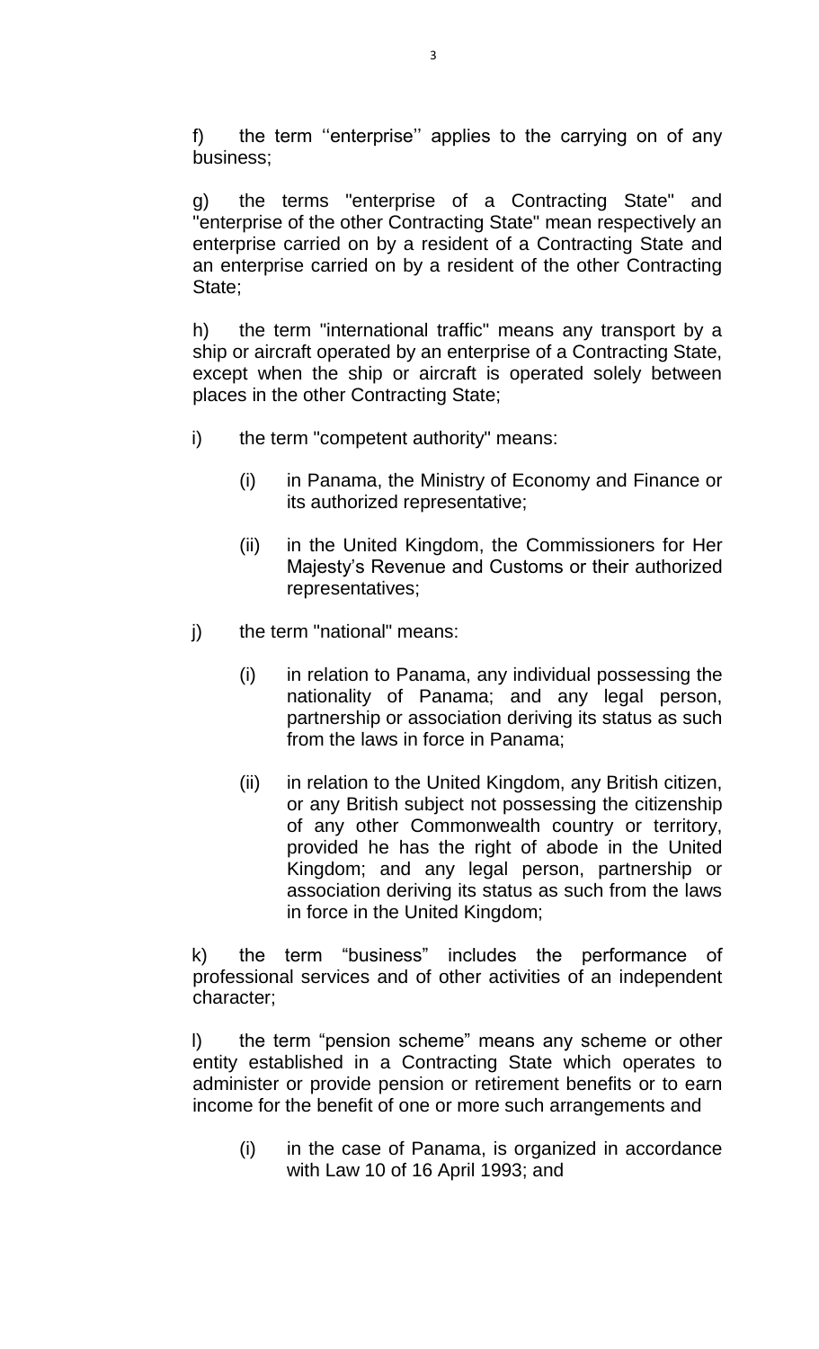f) the term ''enterprise'' applies to the carrying on of any business;

g) the terms "enterprise of a Contracting State" and "enterprise of the other Contracting State" mean respectively an enterprise carried on by a resident of a Contracting State and an enterprise carried on by a resident of the other Contracting State;

h) the term "international traffic" means any transport by a ship or aircraft operated by an enterprise of a Contracting State, except when the ship or aircraft is operated solely between places in the other Contracting State;

i) the term "competent authority" means:

  (i) in Panama, the Ministry of Economy and Finance or its authorized representative;

  (ii) in the United Kingdom, the Commissioners for Her Majesty's Revenue and Customs or their authorized representatives;

j) the term "national" means:

  (i) in relation to Panama, any individual possessing the nationality of Panama; and any legal person, partnership or association deriving its status as such from the laws in force in Panama;

  (ii) in relation to the United Kingdom, any British citizen, or any British subject not possessing the citizenship of any other Commonwealth country or territory, provided he has the right of abode in the United Kingdom; and any legal person, partnership or association deriving its status as such from the laws in force in the United Kingdom;

k) the term "business" includes the performance of professional services and of other activities of an independent character;

l) the term "pension scheme" means any scheme or other entity established in a Contracting State which operates to administer or provide pension or retirement benefits or to earn income for the benefit of one or more such arrangements and

  (i) in the case of Panama, is organized in accordance with Law 10 of 16 April 1993; and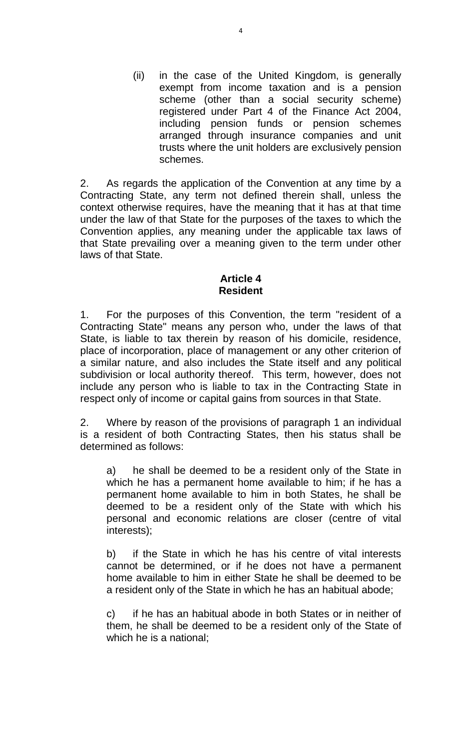(ii) in the case of the United Kingdom, is generally exempt from income taxation and is a pension scheme (other than a social security scheme) registered under Part 4 of the Finance Act 2004, including pension funds or pension schemes arranged through insurance companies and unit trusts where the unit holders are exclusively pension schemes.

2. As regards the application of the Convention at any time by a Contracting State, any term not defined therein shall, unless the context otherwise requires, have the meaning that it has at that time under the law of that State for the purposes of the taxes to which the Convention applies, any meaning under the applicable tax laws of that State prevailing over a meaning given to the term under other laws of that State.

## Article 4
## Resident

1. For the purposes of this Convention, the term "resident of a Contracting State" means any person who, under the laws of that State, is liable to tax therein by reason of his domicile, residence, place of incorporation, place of management or any other criterion of a similar nature, and also includes the State itself and any political subdivision or local authority thereof. This term, however, does not include any person who is liable to tax in the Contracting State in respect only of income or capital gains from sources in that State.

2. Where by reason of the provisions of paragraph 1 an individual is a resident of both Contracting States, then his status shall be determined as follows:

a) he shall be deemed to be a resident only of the State in which he has a permanent home available to him; if he has a permanent home available to him in both States, he shall be deemed to be a resident only of the State with which his personal and economic relations are closer (centre of vital interests);

b) if the State in which he has his centre of vital interests cannot be determined, or if he does not have a permanent home available to him in either State he shall be deemed to be a resident only of the State in which he has an habitual abode;

c) if he has an habitual abode in both States or in neither of them, he shall be deemed to be a resident only of the State of which he is a national;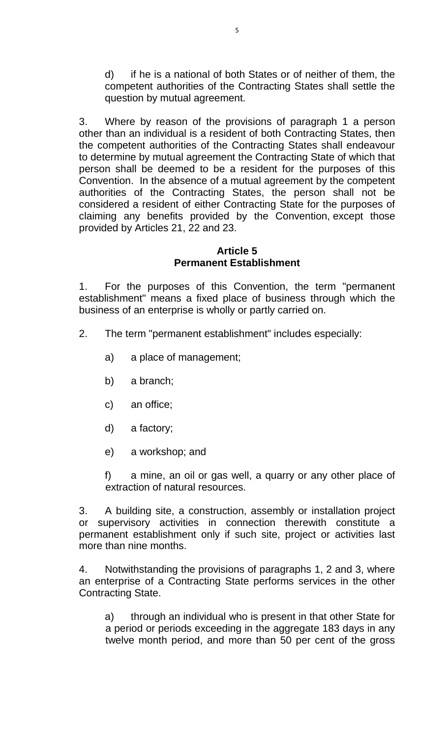d) if he is a national of both States or of neither of them, the competent authorities of the Contracting States shall settle the question by mutual agreement.

3. Where by reason of the provisions of paragraph 1 a person other than an individual is a resident of both Contracting States, then the competent authorities of the Contracting States shall endeavour to determine by mutual agreement the Contracting State of which that person shall be deemed to be a resident for the purposes of this Convention. In the absence of a mutual agreement by the competent authorities of the Contracting States, the person shall not be considered a resident of either Contracting State for the purposes of claiming any benefits provided by the Convention, except those provided by Articles 21, 22 and 23.

## Article 5
## Permanent Establishment

1. For the purposes of this Convention, the term "permanent establishment" means a fixed place of business through which the business of an enterprise is wholly or partly carried on.

2. The term "permanent establishment" includes especially:

a) a place of management;

b) a branch;

c) an office;

d) a factory;

e) a workshop; and

f) a mine, an oil or gas well, a quarry or any other place of extraction of natural resources.

3. A building site, a construction, assembly or installation project or supervisory activities in connection therewith constitute a permanent establishment only if such site, project or activities last more than nine months.

4. Notwithstanding the provisions of paragraphs 1, 2 and 3, where an enterprise of a Contracting State performs services in the other Contracting State.

a) through an individual who is present in that other State for a period or periods exceeding in the aggregate 183 days in any twelve month period, and more than 50 per cent of the gross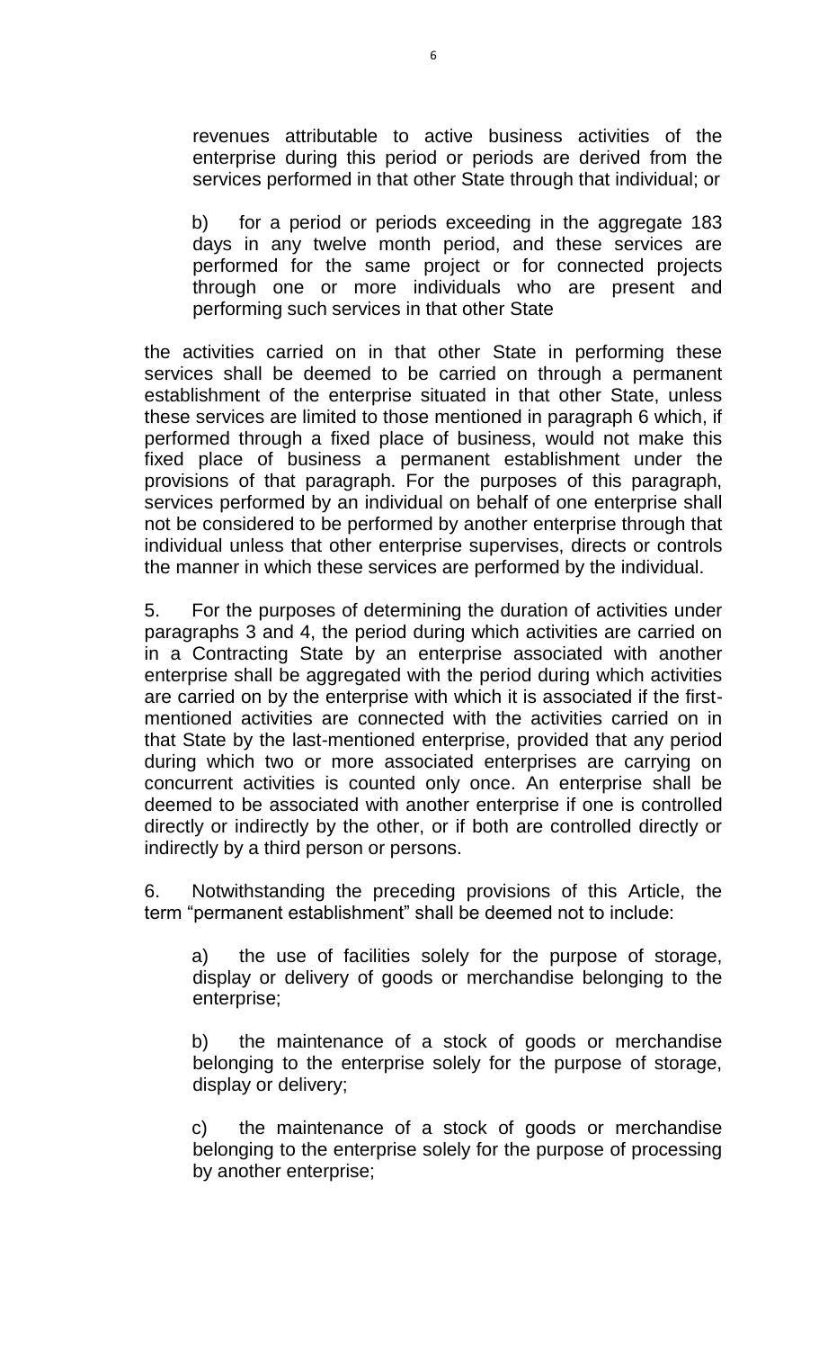revenues attributable to active business activities of the enterprise during this period or periods are derived from the services performed in that other State through that individual; or

b) for a period or periods exceeding in the aggregate 183 days in any twelve month period, and these services are performed for the same project or for connected projects through one or more individuals who are present and performing such services in that other State

the activities carried on in that other State in performing these services shall be deemed to be carried on through a permanent establishment of the enterprise situated in that other State, unless these services are limited to those mentioned in paragraph 6 which, if performed through a fixed place of business, would not make this fixed place of business a permanent establishment under the provisions of that paragraph. For the purposes of this paragraph, services performed by an individual on behalf of one enterprise shall not be considered to be performed by another enterprise through that individual unless that other enterprise supervises, directs or controls the manner in which these services are performed by the individual.

5. For the purposes of determining the duration of activities under paragraphs 3 and 4, the period during which activities are carried on in a Contracting State by an enterprise associated with another enterprise shall be aggregated with the period during which activities are carried on by the enterprise with which it is associated if the first-mentioned activities are connected with the activities carried on in that State by the last-mentioned enterprise, provided that any period during which two or more associated enterprises are carrying on concurrent activities is counted only once. An enterprise shall be deemed to be associated with another enterprise if one is controlled directly or indirectly by the other, or if both are controlled directly or indirectly by a third person or persons.

6. Notwithstanding the preceding provisions of this Article, the term "permanent establishment" shall be deemed not to include:

a) the use of facilities solely for the purpose of storage, display or delivery of goods or merchandise belonging to the enterprise;

b) the maintenance of a stock of goods or merchandise belonging to the enterprise solely for the purpose of storage, display or delivery;

c) the maintenance of a stock of goods or merchandise belonging to the enterprise solely for the purpose of processing by another enterprise;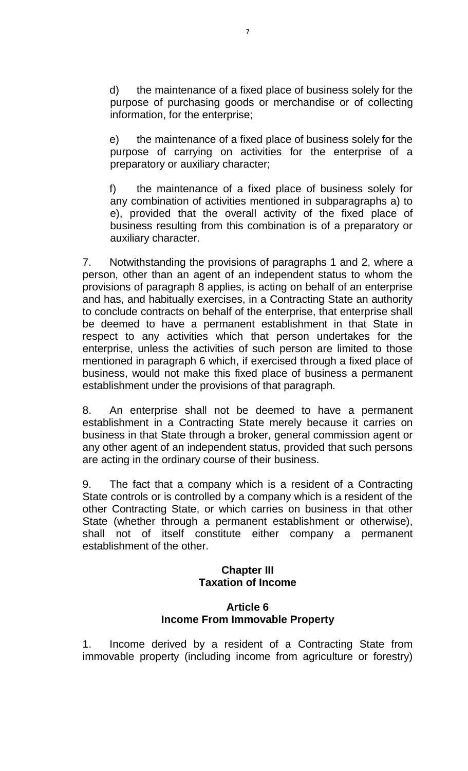d) the maintenance of a fixed place of business solely for the purpose of purchasing goods or merchandise or of collecting information, for the enterprise;

e) the maintenance of a fixed place of business solely for the purpose of carrying on activities for the enterprise of a preparatory or auxiliary character;

f) the maintenance of a fixed place of business solely for any combination of activities mentioned in subparagraphs a) to e), provided that the overall activity of the fixed place of business resulting from this combination is of a preparatory or auxiliary character.

7. Notwithstanding the provisions of paragraphs 1 and 2, where a person, other than an agent of an independent status to whom the provisions of paragraph 8 applies, is acting on behalf of an enterprise and has, and habitually exercises, in a Contracting State an authority to conclude contracts on behalf of the enterprise, that enterprise shall be deemed to have a permanent establishment in that State in respect to any activities which that person undertakes for the enterprise, unless the activities of such person are limited to those mentioned in paragraph 6 which, if exercised through a fixed place of business, would not make this fixed place of business a permanent establishment under the provisions of that paragraph.

8. An enterprise shall not be deemed to have a permanent establishment in a Contracting State merely because it carries on business in that State through a broker, general commission agent or any other agent of an independent status, provided that such persons are acting in the ordinary course of their business.

9. The fact that a company which is a resident of a Contracting State controls or is controlled by a company which is a resident of the other Contracting State, or which carries on business in that other State (whether through a permanent establishment or otherwise), shall not of itself constitute either company a permanent establishment of the other.

## Chapter III
## Taxation of Income

### Article 6
### Income From Immovable Property

1. Income derived by a resident of a Contracting State from immovable property (including income from agriculture or forestry)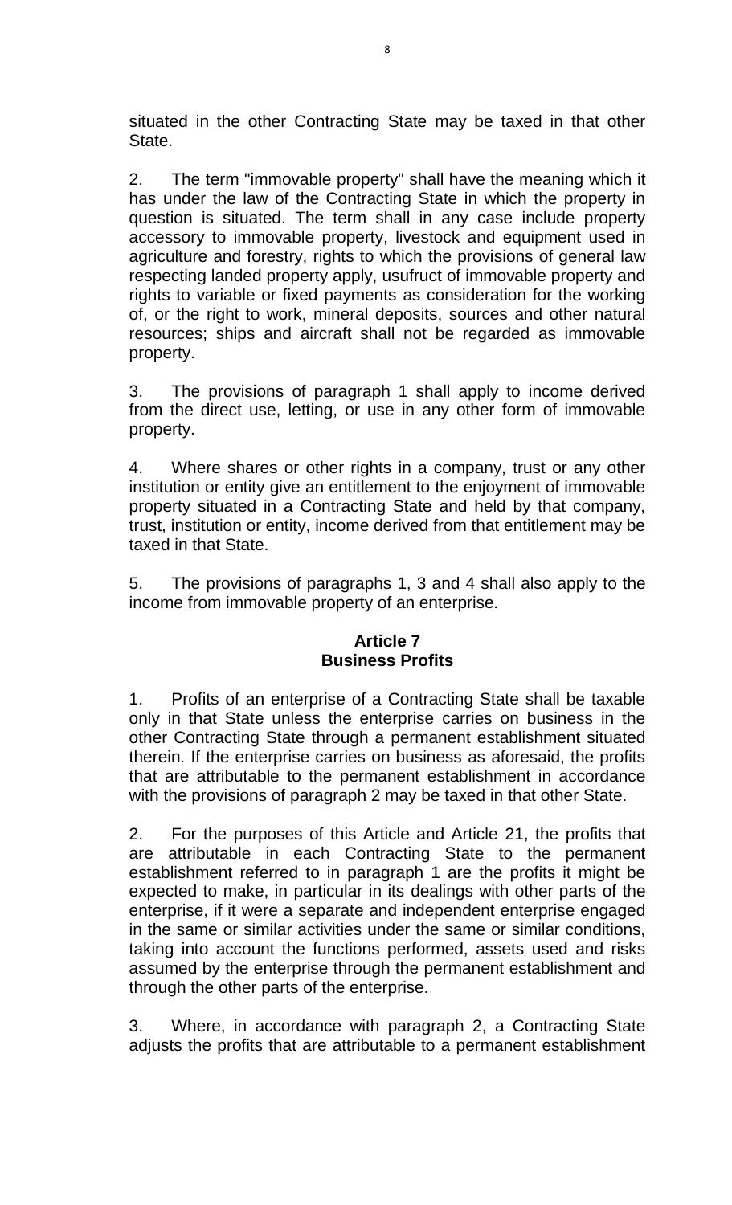situated in the other Contracting State may be taxed in that other State.

2. The term "immovable property" shall have the meaning which it has under the law of the Contracting State in which the property in question is situated. The term shall in any case include property accessory to immovable property, livestock and equipment used in agriculture and forestry, rights to which the provisions of general law respecting landed property apply, usufruct of immovable property and rights to variable or fixed payments as consideration for the working of, or the right to work, mineral deposits, sources and other natural resources; ships and aircraft shall not be regarded as immovable property.

3. The provisions of paragraph 1 shall apply to income derived from the direct use, letting, or use in any other form of immovable property.

4. Where shares or other rights in a company, trust or any other institution or entity give an entitlement to the enjoyment of immovable property situated in a Contracting State and held by that company, trust, institution or entity, income derived from that entitlement may be taxed in that State.

5. The provisions of paragraphs 1, 3 and 4 shall also apply to the income from immovable property of an enterprise.

## Article 7
## Business Profits

1. Profits of an enterprise of a Contracting State shall be taxable only in that State unless the enterprise carries on business in the other Contracting State through a permanent establishment situated therein. If the enterprise carries on business as aforesaid, the profits that are attributable to the permanent establishment in accordance with the provisions of paragraph 2 may be taxed in that other State.

2. For the purposes of this Article and Article 21, the profits that are attributable in each Contracting State to the permanent establishment referred to in paragraph 1 are the profits it might be expected to make, in particular in its dealings with other parts of the enterprise, if it were a separate and independent enterprise engaged in the same or similar activities under the same or similar conditions, taking into account the functions performed, assets used and risks assumed by the enterprise through the permanent establishment and through the other parts of the enterprise.

3. Where, in accordance with paragraph 2, a Contracting State adjusts the profits that are attributable to a permanent establishment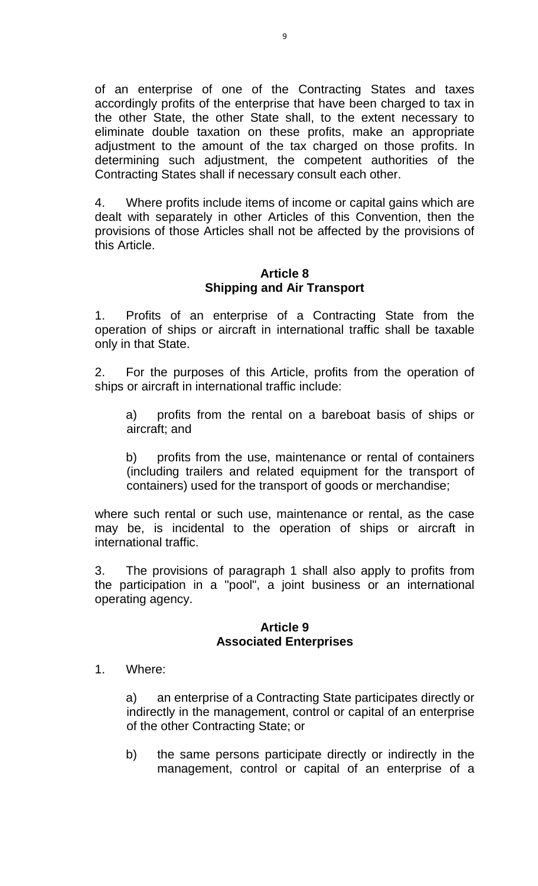of an enterprise of one of the Contracting States and taxes accordingly profits of the enterprise that have been charged to tax in the other State, the other State shall, to the extent necessary to eliminate double taxation on these profits, make an appropriate adjustment to the amount of the tax charged on those profits. In determining such adjustment, the competent authorities of the Contracting States shall if necessary consult each other.

4. Where profits include items of income or capital gains which are dealt with separately in other Articles of this Convention, then the provisions of those Articles shall not be affected by the provisions of this Article.

## Article 8
## Shipping and Air Transport

1. Profits of an enterprise of a Contracting State from the operation of ships or aircraft in international traffic shall be taxable only in that State.

2. For the purposes of this Article, profits from the operation of ships or aircraft in international traffic include:

   a) profits from the rental on a bareboat basis of ships or aircraft; and

   b) profits from the use, maintenance or rental of containers (including trailers and related equipment for the transport of containers) used for the transport of goods or merchandise;

where such rental or such use, maintenance or rental, as the case may be, is incidental to the operation of ships or aircraft in international traffic.

3. The provisions of paragraph 1 shall also apply to profits from the participation in a "pool", a joint business or an international operating agency.

## Article 9
## Associated Enterprises

1. Where:

   a) an enterprise of a Contracting State participates directly or indirectly in the management, control or capital of an enterprise of the other Contracting State; or

   b) the same persons participate directly or indirectly in the management, control or capital of an enterprise of a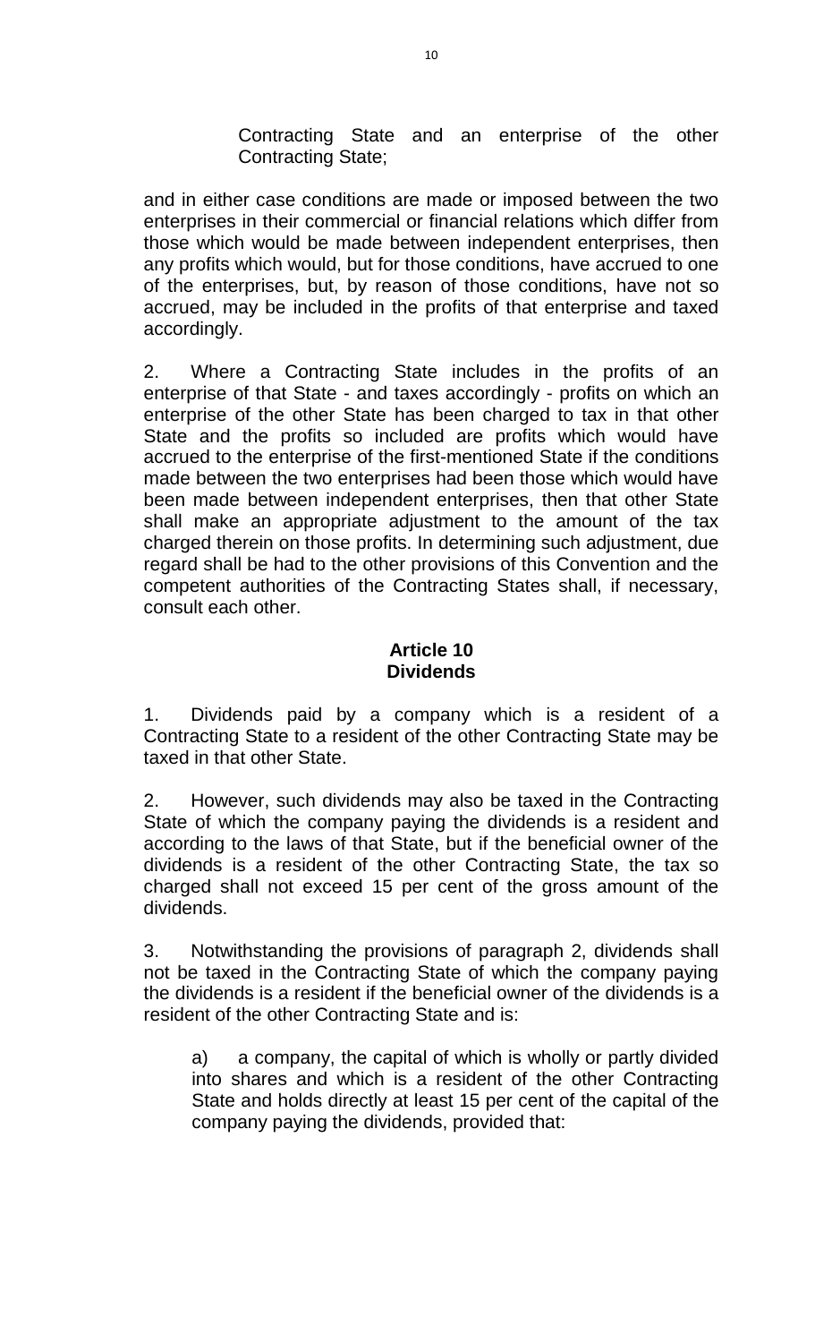Contracting State and an enterprise of the other Contracting State;

and in either case conditions are made or imposed between the two enterprises in their commercial or financial relations which differ from those which would be made between independent enterprises, then any profits which would, but for those conditions, have accrued to one of the enterprises, but, by reason of those conditions, have not so accrued, may be included in the profits of that enterprise and taxed accordingly.

2. Where a Contracting State includes in the profits of an enterprise of that State - and taxes accordingly - profits on which an enterprise of the other State has been charged to tax in that other State and the profits so included are profits which would have accrued to the enterprise of the first-mentioned State if the conditions made between the two enterprises had been those which would have been made between independent enterprises, then that other State shall make an appropriate adjustment to the amount of the tax charged therein on those profits. In determining such adjustment, due regard shall be had to the other provisions of this Convention and the competent authorities of the Contracting States shall, if necessary, consult each other.

## Article 10
## Dividends

1. Dividends paid by a company which is a resident of a Contracting State to a resident of the other Contracting State may be taxed in that other State.

2. However, such dividends may also be taxed in the Contracting State of which the company paying the dividends is a resident and according to the laws of that State, but if the beneficial owner of the dividends is a resident of the other Contracting State, the tax so charged shall not exceed 15 per cent of the gross amount of the dividends.

3. Notwithstanding the provisions of paragraph 2, dividends shall not be taxed in the Contracting State of which the company paying the dividends is a resident if the beneficial owner of the dividends is a resident of the other Contracting State and is:

a) a company, the capital of which is wholly or partly divided into shares and which is a resident of the other Contracting State and holds directly at least 15 per cent of the capital of the company paying the dividends, provided that: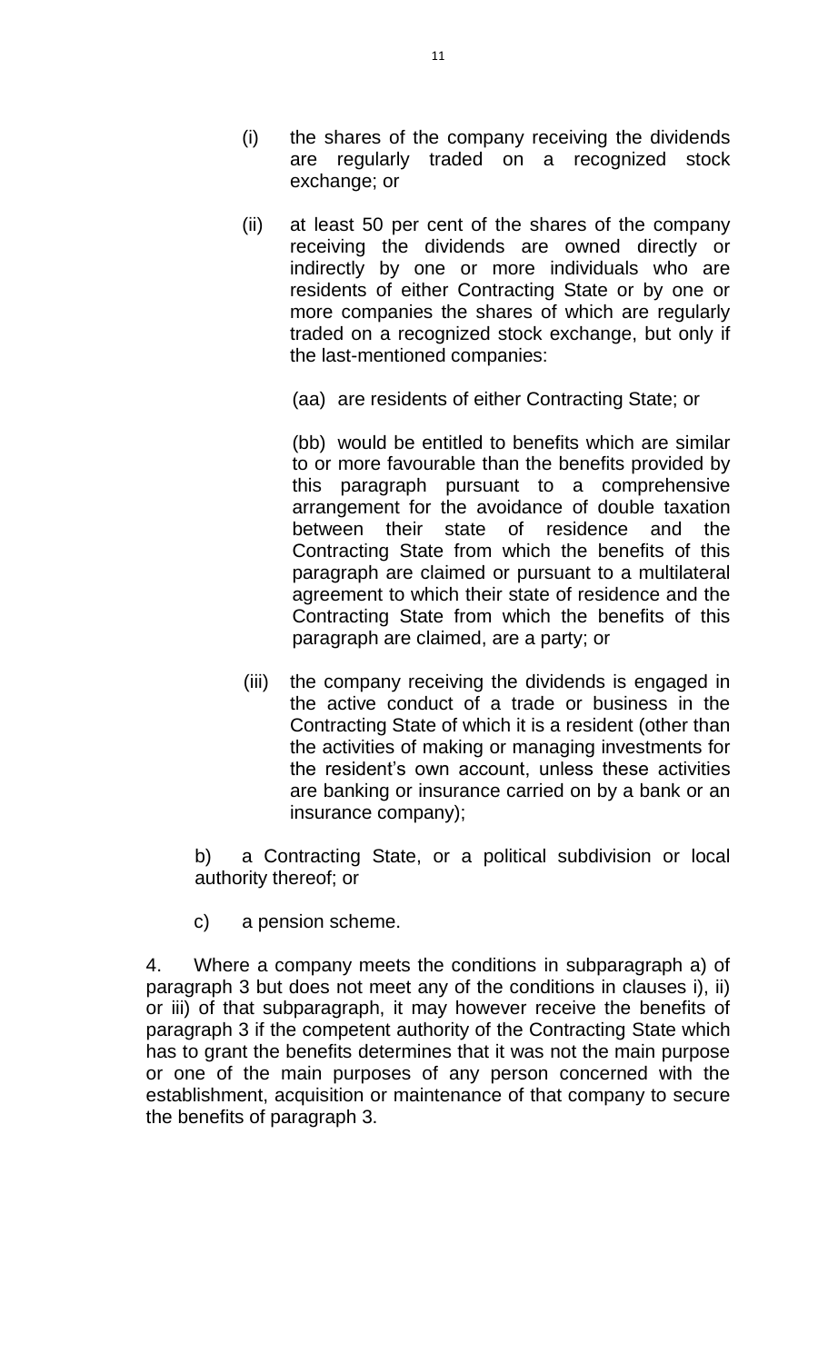(i) the shares of the company receiving the dividends are regularly traded on a recognized stock exchange; or

(ii) at least 50 per cent of the shares of the company receiving the dividends are owned directly or indirectly by one or more individuals who are residents of either Contracting State or by one or more companies the shares of which are regularly traded on a recognized stock exchange, but only if the last-mentioned companies:

(aa) are residents of either Contracting State; or

(bb) would be entitled to benefits which are similar to or more favourable than the benefits provided by this paragraph pursuant to a comprehensive arrangement for the avoidance of double taxation between their state of residence and the Contracting State from which the benefits of this paragraph are claimed or pursuant to a multilateral agreement to which their state of residence and the Contracting State from which the benefits of this paragraph are claimed, are a party; or

(iii) the company receiving the dividends is engaged in the active conduct of a trade or business in the Contracting State of which it is a resident (other than the activities of making or managing investments for the resident's own account, unless these activities are banking or insurance carried on by a bank or an insurance company);

b) a Contracting State, or a political subdivision or local authority thereof; or

c) a pension scheme.

4. Where a company meets the conditions in subparagraph a) of paragraph 3 but does not meet any of the conditions in clauses i), ii) or iii) of that subparagraph, it may however receive the benefits of paragraph 3 if the competent authority of the Contracting State which has to grant the benefits determines that it was not the main purpose or one of the main purposes of any person concerned with the establishment, acquisition or maintenance of that company to secure the benefits of paragraph 3.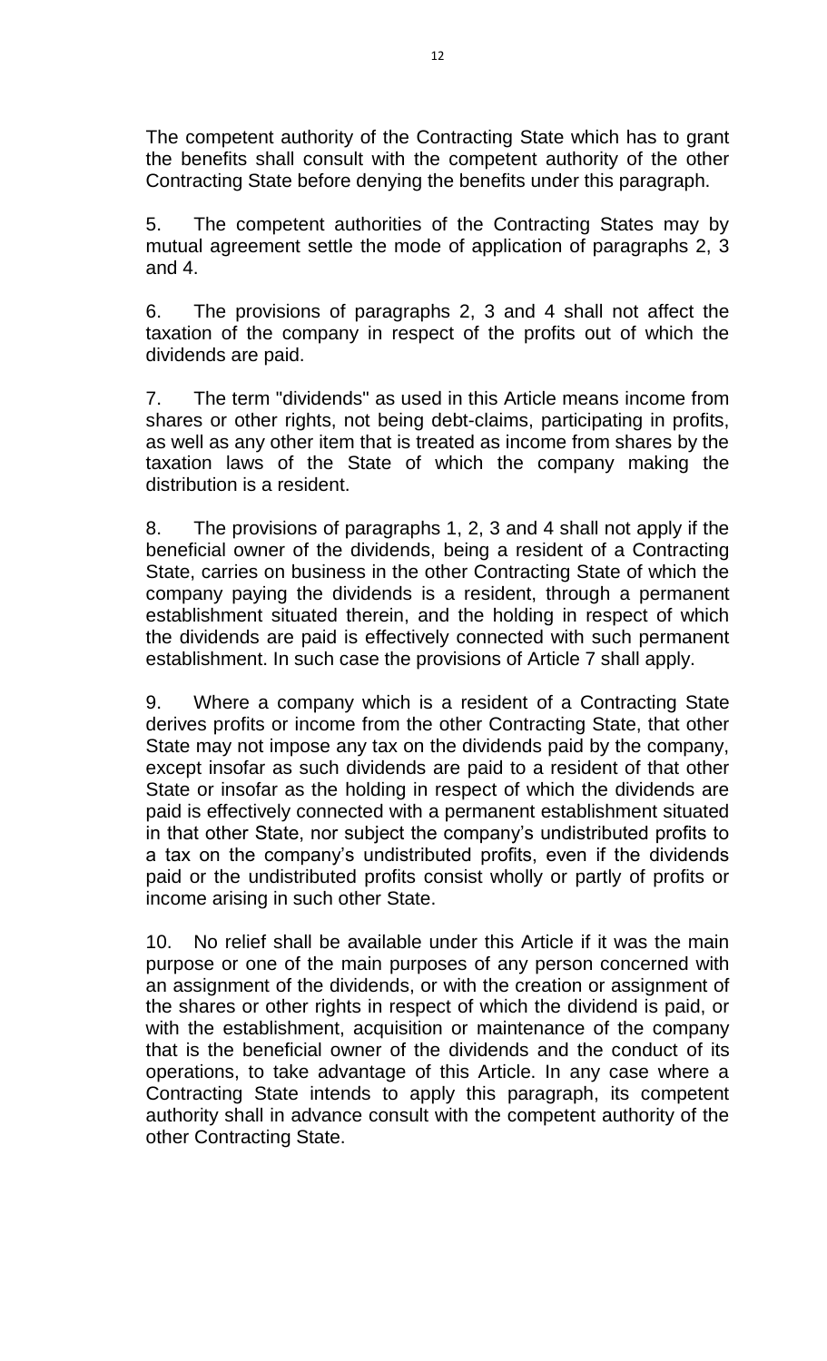The competent authority of the Contracting State which has to grant the benefits shall consult with the competent authority of the other Contracting State before denying the benefits under this paragraph.

5. The competent authorities of the Contracting States may by mutual agreement settle the mode of application of paragraphs 2, 3 and 4.

6. The provisions of paragraphs 2, 3 and 4 shall not affect the taxation of the company in respect of the profits out of which the dividends are paid.

7. The term "dividends" as used in this Article means income from shares or other rights, not being debt-claims, participating in profits, as well as any other item that is treated as income from shares by the taxation laws of the State of which the company making the distribution is a resident.

8. The provisions of paragraphs 1, 2, 3 and 4 shall not apply if the beneficial owner of the dividends, being a resident of a Contracting State, carries on business in the other Contracting State of which the company paying the dividends is a resident, through a permanent establishment situated therein, and the holding in respect of which the dividends are paid is effectively connected with such permanent establishment. In such case the provisions of Article 7 shall apply.

9. Where a company which is a resident of a Contracting State derives profits or income from the other Contracting State, that other State may not impose any tax on the dividends paid by the company, except insofar as such dividends are paid to a resident of that other State or insofar as the holding in respect of which the dividends are paid is effectively connected with a permanent establishment situated in that other State, nor subject the company's undistributed profits to a tax on the company's undistributed profits, even if the dividends paid or the undistributed profits consist wholly or partly of profits or income arising in such other State.

10. No relief shall be available under this Article if it was the main purpose or one of the main purposes of any person concerned with an assignment of the dividends, or with the creation or assignment of the shares or other rights in respect of which the dividend is paid, or with the establishment, acquisition or maintenance of the company that is the beneficial owner of the dividends and the conduct of its operations, to take advantage of this Article. In any case where a Contracting State intends to apply this paragraph, its competent authority shall in advance consult with the competent authority of the other Contracting State.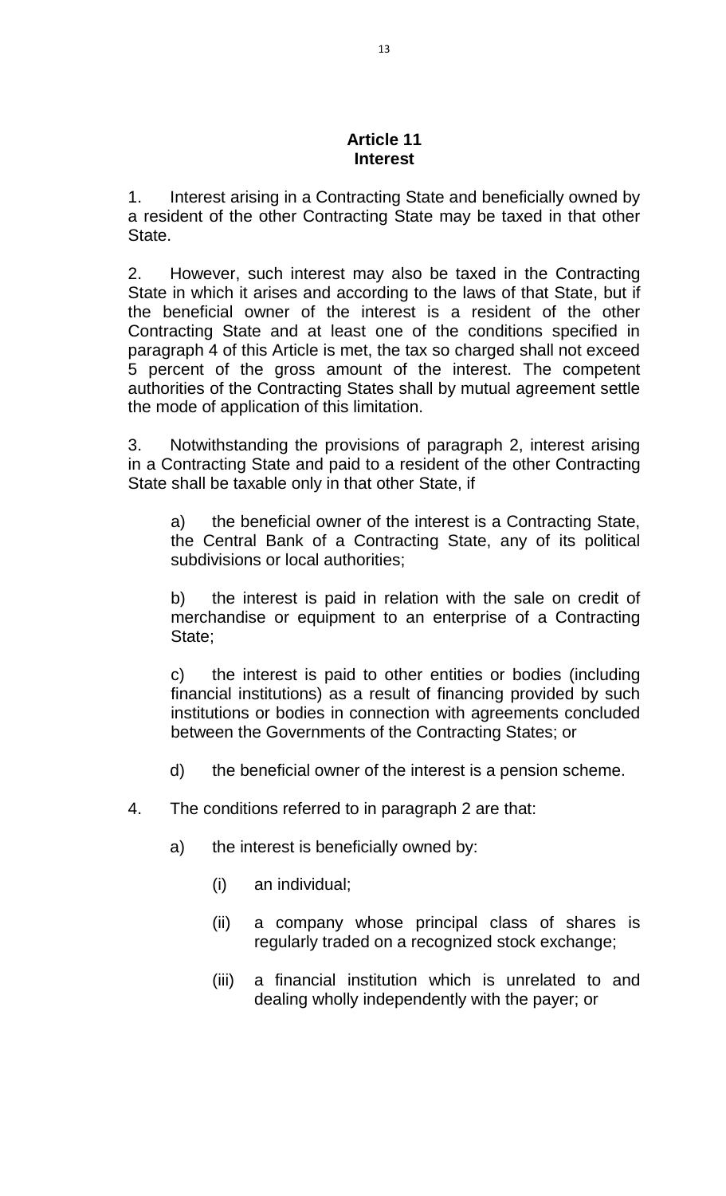## Article 11
## Interest

1. Interest arising in a Contracting State and beneficially owned by a resident of the other Contracting State may be taxed in that other State.

2. However, such interest may also be taxed in the Contracting State in which it arises and according to the laws of that State, but if the beneficial owner of the interest is a resident of the other Contracting State and at least one of the conditions specified in paragraph 4 of this Article is met, the tax so charged shall not exceed 5 percent of the gross amount of the interest. The competent authorities of the Contracting States shall by mutual agreement settle the mode of application of this limitation.

3. Notwithstanding the provisions of paragraph 2, interest arising in a Contracting State and paid to a resident of the other Contracting State shall be taxable only in that other State, if

   a) the beneficial owner of the interest is a Contracting State, the Central Bank of a Contracting State, any of its political subdivisions or local authorities;

   b) the interest is paid in relation with the sale on credit of merchandise or equipment to an enterprise of a Contracting State;

   c) the interest is paid to other entities or bodies (including financial institutions) as a result of financing provided by such institutions or bodies in connection with agreements concluded between the Governments of the Contracting States; or

   d) the beneficial owner of the interest is a pension scheme.

4. The conditions referred to in paragraph 2 are that:

   a) the interest is beneficially owned by:

      (i) an individual;

      (ii) a company whose principal class of shares is regularly traded on a recognized stock exchange;

      (iii) a financial institution which is unrelated to and dealing wholly independently with the payer; or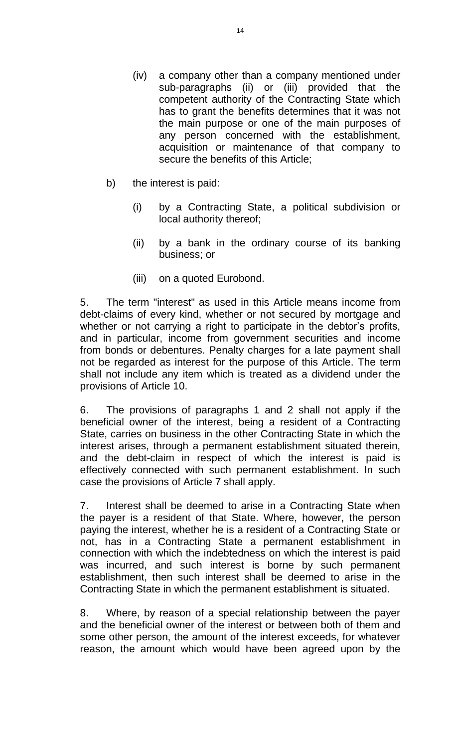(iv) a company other than a company mentioned under sub-paragraphs (ii) or (iii) provided that the competent authority of the Contracting State which has to grant the benefits determines that it was not the main purpose or one of the main purposes of any person concerned with the establishment, acquisition or maintenance of that company to secure the benefits of this Article;

b) the interest is paid:

(i) by a Contracting State, a political subdivision or local authority thereof;

(ii) by a bank in the ordinary course of its banking business; or

(iii) on a quoted Eurobond.

5. The term "interest" as used in this Article means income from debt-claims of every kind, whether or not secured by mortgage and whether or not carrying a right to participate in the debtor's profits, and in particular, income from government securities and income from bonds or debentures. Penalty charges for a late payment shall not be regarded as interest for the purpose of this Article. The term shall not include any item which is treated as a dividend under the provisions of Article 10.

6. The provisions of paragraphs 1 and 2 shall not apply if the beneficial owner of the interest, being a resident of a Contracting State, carries on business in the other Contracting State in which the interest arises, through a permanent establishment situated therein, and the debt-claim in respect of which the interest is paid is effectively connected with such permanent establishment. In such case the provisions of Article 7 shall apply.

7. Interest shall be deemed to arise in a Contracting State when the payer is a resident of that State. Where, however, the person paying the interest, whether he is a resident of a Contracting State or not, has in a Contracting State a permanent establishment in connection with which the indebtedness on which the interest is paid was incurred, and such interest is borne by such permanent establishment, then such interest shall be deemed to arise in the Contracting State in which the permanent establishment is situated.

8. Where, by reason of a special relationship between the payer and the beneficial owner of the interest or between both of them and some other person, the amount of the interest exceeds, for whatever reason, the amount which would have been agreed upon by the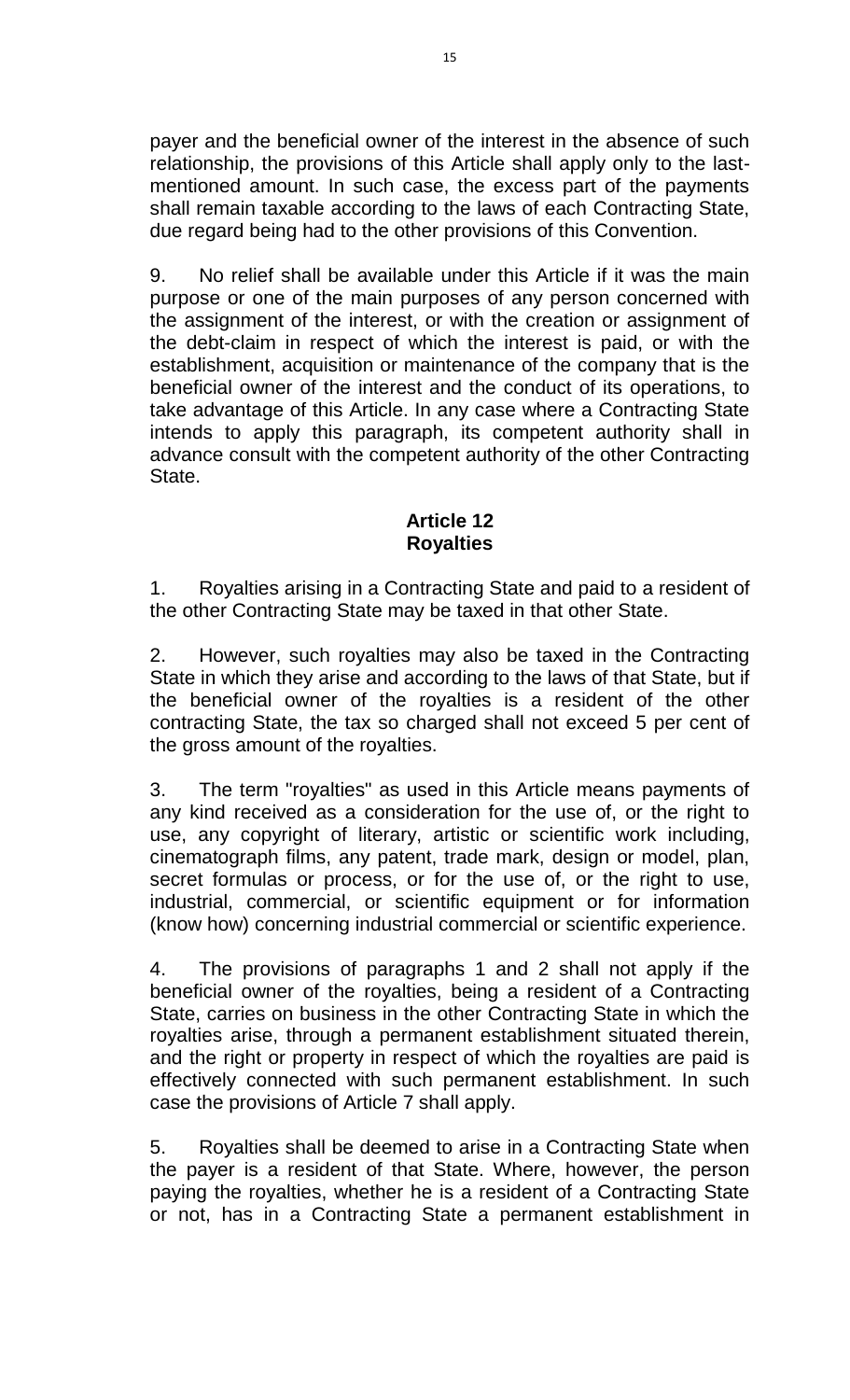payer and the beneficial owner of the interest in the absence of such relationship, the provisions of this Article shall apply only to the last-mentioned amount. In such case, the excess part of the payments shall remain taxable according to the laws of each Contracting State, due regard being had to the other provisions of this Convention.

9. No relief shall be available under this Article if it was the main purpose or one of the main purposes of any person concerned with the assignment of the interest, or with the creation or assignment of the debt-claim in respect of which the interest is paid, or with the establishment, acquisition or maintenance of the company that is the beneficial owner of the interest and the conduct of its operations, to take advantage of this Article. In any case where a Contracting State intends to apply this paragraph, its competent authority shall in advance consult with the competent authority of the other Contracting State.

## Article 12
## Royalties

1. Royalties arising in a Contracting State and paid to a resident of the other Contracting State may be taxed in that other State.

2. However, such royalties may also be taxed in the Contracting State in which they arise and according to the laws of that State, but if the beneficial owner of the royalties is a resident of the other contracting State, the tax so charged shall not exceed 5 per cent of the gross amount of the royalties.

3. The term "royalties" as used in this Article means payments of any kind received as a consideration for the use of, or the right to use, any copyright of literary, artistic or scientific work including, cinematograph films, any patent, trade mark, design or model, plan, secret formulas or process, or for the use of, or the right to use, industrial, commercial, or scientific equipment or for information (know how) concerning industrial commercial or scientific experience.

4. The provisions of paragraphs 1 and 2 shall not apply if the beneficial owner of the royalties, being a resident of a Contracting State, carries on business in the other Contracting State in which the royalties arise, through a permanent establishment situated therein, and the right or property in respect of which the royalties are paid is effectively connected with such permanent establishment. In such case the provisions of Article 7 shall apply.

5. Royalties shall be deemed to arise in a Contracting State when the payer is a resident of that State. Where, however, the person paying the royalties, whether he is a resident of a Contracting State or not, has in a Contracting State a permanent establishment in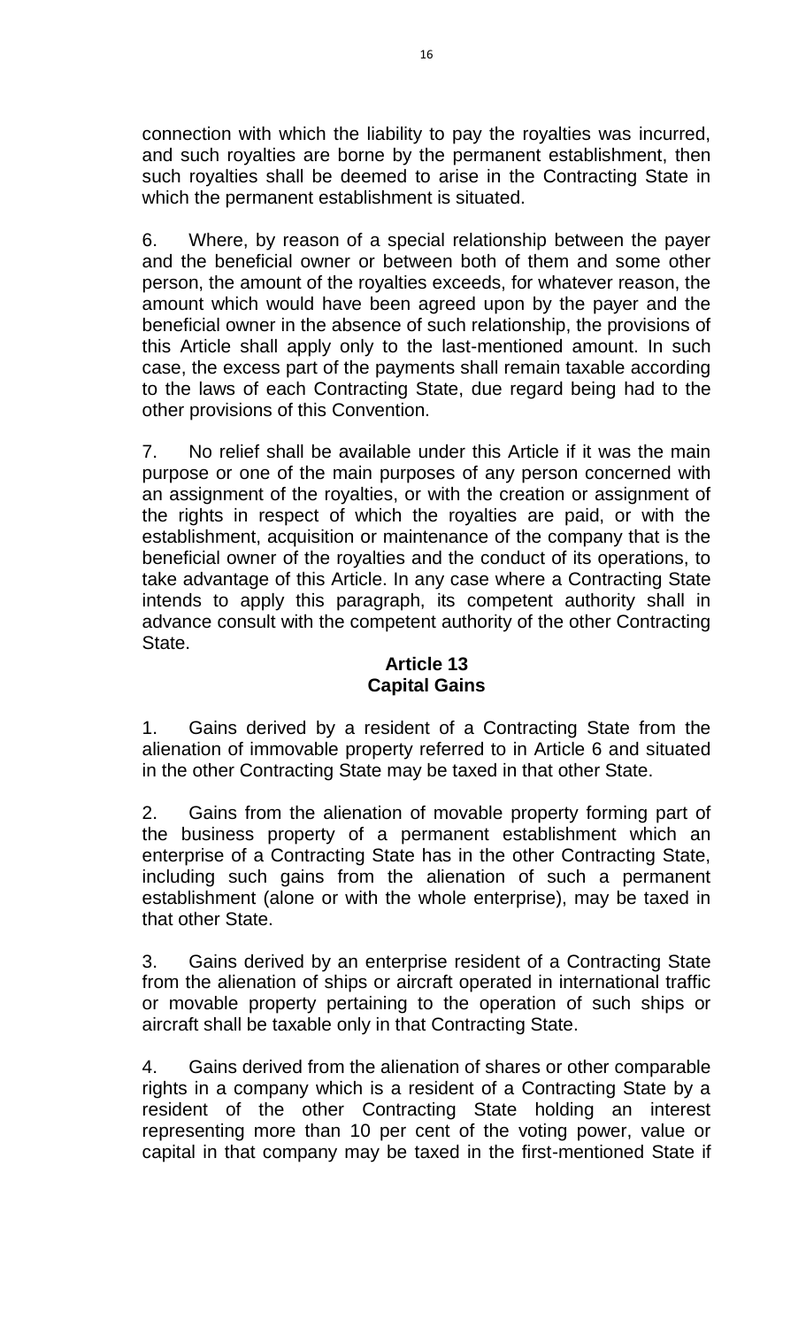connection with which the liability to pay the royalties was incurred, and such royalties are borne by the permanent establishment, then such royalties shall be deemed to arise in the Contracting State in which the permanent establishment is situated.

6. Where, by reason of a special relationship between the payer and the beneficial owner or between both of them and some other person, the amount of the royalties exceeds, for whatever reason, the amount which would have been agreed upon by the payer and the beneficial owner in the absence of such relationship, the provisions of this Article shall apply only to the last-mentioned amount. In such case, the excess part of the payments shall remain taxable according to the laws of each Contracting State, due regard being had to the other provisions of this Convention.

7. No relief shall be available under this Article if it was the main purpose or one of the main purposes of any person concerned with an assignment of the royalties, or with the creation or assignment of the rights in respect of which the royalties are paid, or with the establishment, acquisition or maintenance of the company that is the beneficial owner of the royalties and the conduct of its operations, to take advantage of this Article. In any case where a Contracting State intends to apply this paragraph, its competent authority shall in advance consult with the competent authority of the other Contracting State.

## Article 13
## Capital Gains

1. Gains derived by a resident of a Contracting State from the alienation of immovable property referred to in Article 6 and situated in the other Contracting State may be taxed in that other State.

2. Gains from the alienation of movable property forming part of the business property of a permanent establishment which an enterprise of a Contracting State has in the other Contracting State, including such gains from the alienation of such a permanent establishment (alone or with the whole enterprise), may be taxed in that other State.

3. Gains derived by an enterprise resident of a Contracting State from the alienation of ships or aircraft operated in international traffic or movable property pertaining to the operation of such ships or aircraft shall be taxable only in that Contracting State.

4. Gains derived from the alienation of shares or other comparable rights in a company which is a resident of a Contracting State by a resident of the other Contracting State holding an interest representing more than 10 per cent of the voting power, value or capital in that company may be taxed in the first-mentioned State if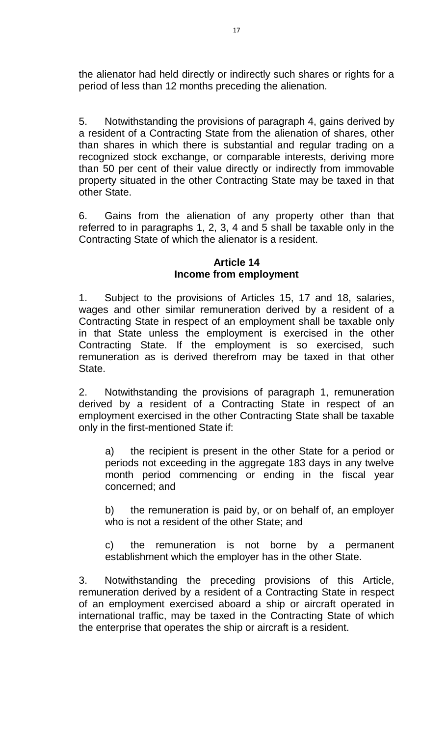the alienator had held directly or indirectly such shares or rights for a period of less than 12 months preceding the alienation.

5. Notwithstanding the provisions of paragraph 4, gains derived by a resident of a Contracting State from the alienation of shares, other than shares in which there is substantial and regular trading on a recognized stock exchange, or comparable interests, deriving more than 50 per cent of their value directly or indirectly from immovable property situated in the other Contracting State may be taxed in that other State.

6. Gains from the alienation of any property other than that referred to in paragraphs 1, 2, 3, 4 and 5 shall be taxable only in the Contracting State of which the alienator is a resident.

## Article 14
## Income from employment

1. Subject to the provisions of Articles 15, 17 and 18, salaries, wages and other similar remuneration derived by a resident of a Contracting State in respect of an employment shall be taxable only in that State unless the employment is exercised in the other Contracting State. If the employment is so exercised, such remuneration as is derived therefrom may be taxed in that other State.

2. Notwithstanding the provisions of paragraph 1, remuneration derived by a resident of a Contracting State in respect of an employment exercised in the other Contracting State shall be taxable only in the first-mentioned State if:

a) the recipient is present in the other State for a period or periods not exceeding in the aggregate 183 days in any twelve month period commencing or ending in the fiscal year concerned; and

b) the remuneration is paid by, or on behalf of, an employer who is not a resident of the other State; and

c) the remuneration is not borne by a permanent establishment which the employer has in the other State.

3. Notwithstanding the preceding provisions of this Article, remuneration derived by a resident of a Contracting State in respect of an employment exercised aboard a ship or aircraft operated in international traffic, may be taxed in the Contracting State of which the enterprise that operates the ship or aircraft is a resident.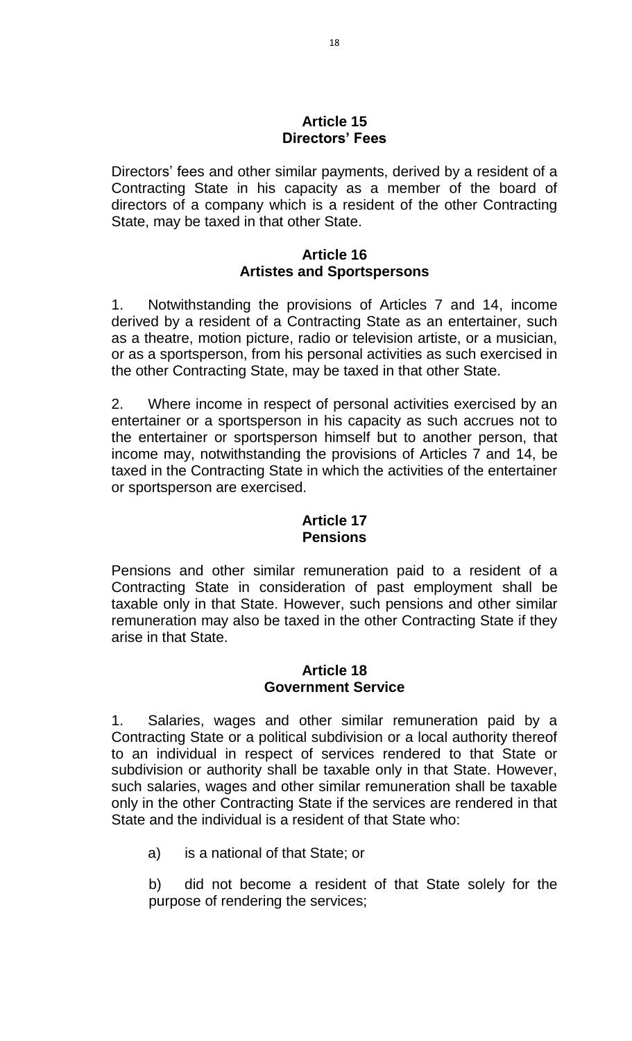## Article 15
## Directors' Fees

Directors' fees and other similar payments, derived by a resident of a Contracting State in his capacity as a member of the board of directors of a company which is a resident of the other Contracting State, may be taxed in that other State.

## Article 16
## Artistes and Sportspersons

1. Notwithstanding the provisions of Articles 7 and 14, income derived by a resident of a Contracting State as an entertainer, such as a theatre, motion picture, radio or television artiste, or a musician, or as a sportsperson, from his personal activities as such exercised in the other Contracting State, may be taxed in that other State.

2. Where income in respect of personal activities exercised by an entertainer or a sportsperson in his capacity as such accrues not to the entertainer or sportsperson himself but to another person, that income may, notwithstanding the provisions of Articles 7 and 14, be taxed in the Contracting State in which the activities of the entertainer or sportsperson are exercised.

## Article 17
## Pensions

Pensions and other similar remuneration paid to a resident of a Contracting State in consideration of past employment shall be taxable only in that State. However, such pensions and other similar remuneration may also be taxed in the other Contracting State if they arise in that State.

## Article 18
## Government Service

1. Salaries, wages and other similar remuneration paid by a Contracting State or a political subdivision or a local authority thereof to an individual in respect of services rendered to that State or subdivision or authority shall be taxable only in that State. However, such salaries, wages and other similar remuneration shall be taxable only in the other Contracting State if the services are rendered in that State and the individual is a resident of that State who:

a) is a national of that State; or

b) did not become a resident of that State solely for the purpose of rendering the services;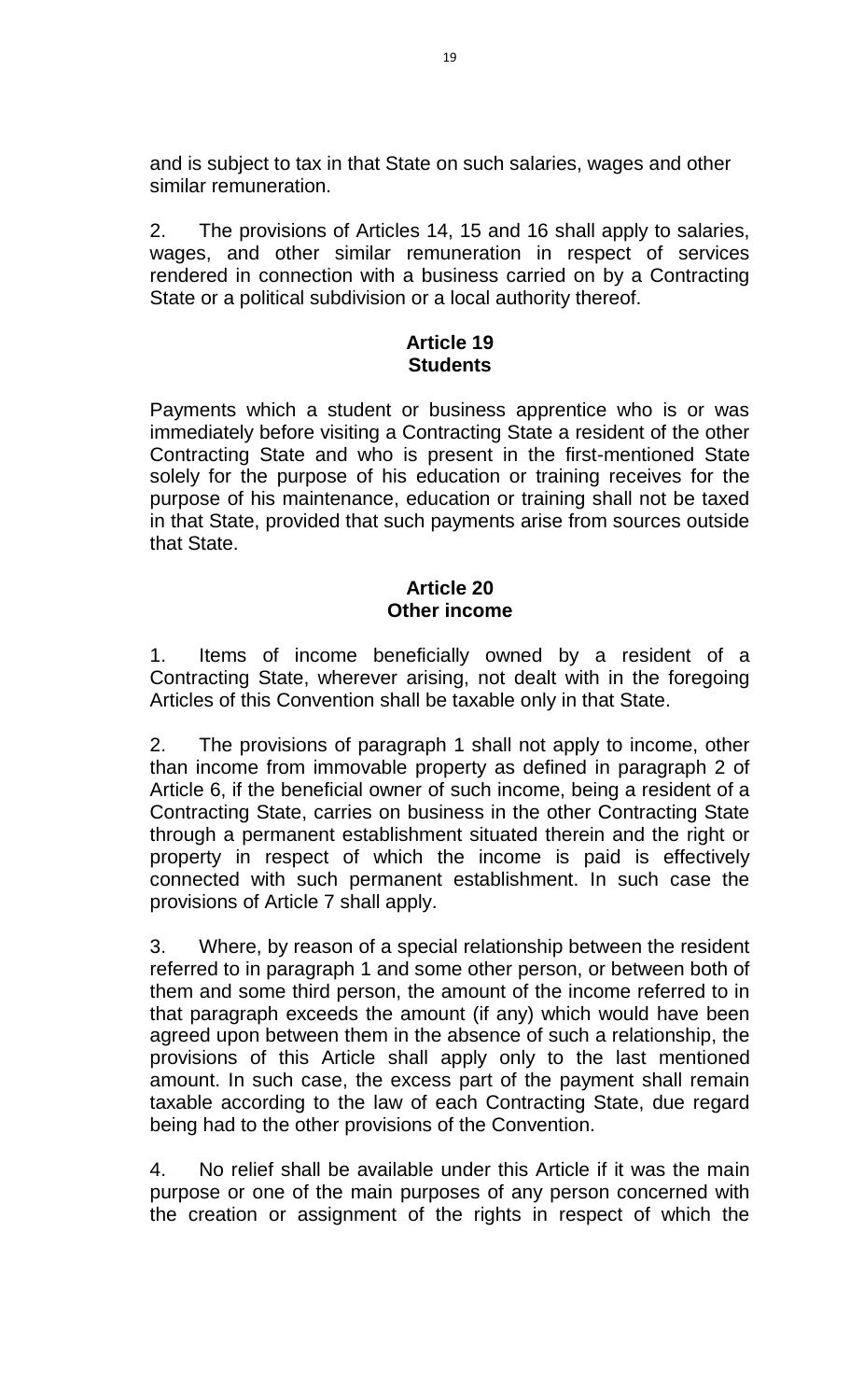and is subject to tax in that State on such salaries, wages and other similar remuneration.

2. The provisions of Articles 14, 15 and 16 shall apply to salaries, wages, and other similar remuneration in respect of services rendered in connection with a business carried on by a Contracting State or a political subdivision or a local authority thereof.

## Article 19
## Students

Payments which a student or business apprentice who is or was immediately before visiting a Contracting State a resident of the other Contracting State and who is present in the first-mentioned State solely for the purpose of his education or training receives for the purpose of his maintenance, education or training shall not be taxed in that State, provided that such payments arise from sources outside that State.

## Article 20
## Other income

1. Items of income beneficially owned by a resident of a Contracting State, wherever arising, not dealt with in the foregoing Articles of this Convention shall be taxable only in that State.

2. The provisions of paragraph 1 shall not apply to income, other than income from immovable property as defined in paragraph 2 of Article 6, if the beneficial owner of such income, being a resident of a Contracting State, carries on business in the other Contracting State through a permanent establishment situated therein and the right or property in respect of which the income is paid is effectively connected with such permanent establishment. In such case the provisions of Article 7 shall apply.

3. Where, by reason of a special relationship between the resident referred to in paragraph 1 and some other person, or between both of them and some third person, the amount of the income referred to in that paragraph exceeds the amount (if any) which would have been agreed upon between them in the absence of such a relationship, the provisions of this Article shall apply only to the last mentioned amount. In such case, the excess part of the payment shall remain taxable according to the law of each Contracting State, due regard being had to the other provisions of the Convention.

4. No relief shall be available under this Article if it was the main purpose or one of the main purposes of any person concerned with the creation or assignment of the rights in respect of which the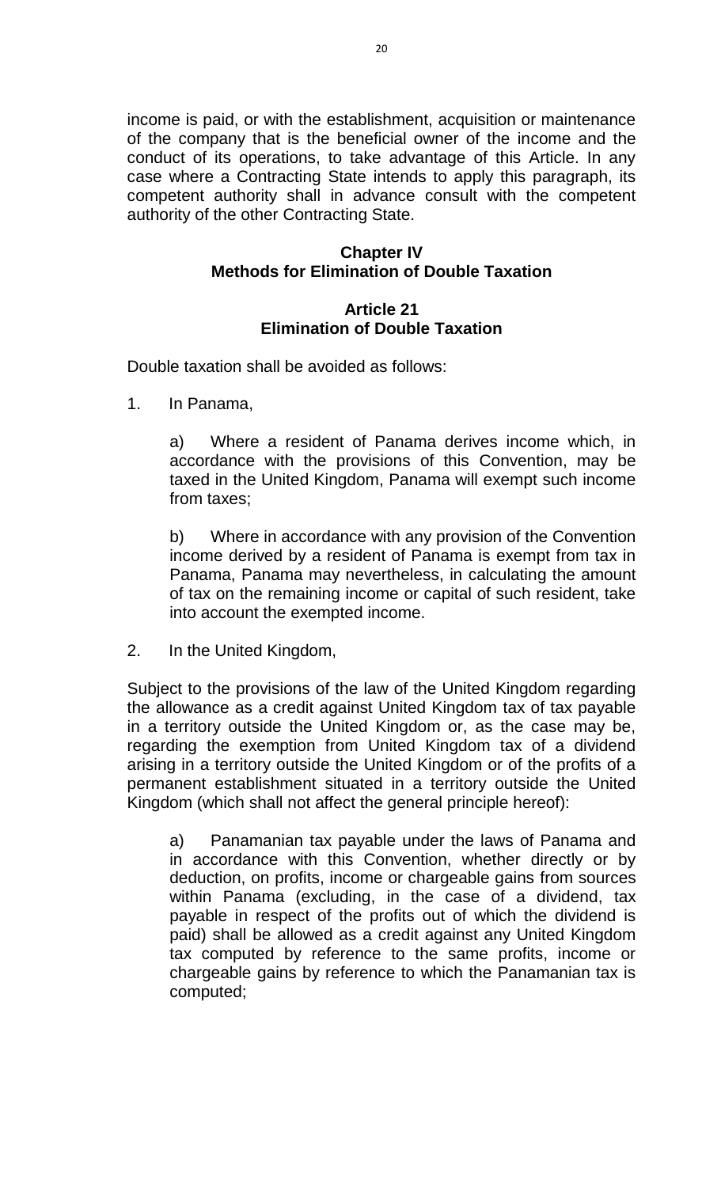income is paid, or with the establishment, acquisition or maintenance of the company that is the beneficial owner of the income and the conduct of its operations, to take advantage of this Article. In any case where a Contracting State intends to apply this paragraph, its competent authority shall in advance consult with the competent authority of the other Contracting State.

## Chapter IV
## Methods for Elimination of Double Taxation

### Article 21
### Elimination of Double Taxation

Double taxation shall be avoided as follows:

1. In Panama,

   a) Where a resident of Panama derives income which, in accordance with the provisions of this Convention, may be taxed in the United Kingdom, Panama will exempt such income from taxes;

   b) Where in accordance with any provision of the Convention income derived by a resident of Panama is exempt from tax in Panama, Panama may nevertheless, in calculating the amount of tax on the remaining income or capital of such resident, take into account the exempted income.

2. In the United Kingdom,

Subject to the provisions of the law of the United Kingdom regarding the allowance as a credit against United Kingdom tax of tax payable in a territory outside the United Kingdom or, as the case may be, regarding the exemption from United Kingdom tax of a dividend arising in a territory outside the United Kingdom or of the profits of a permanent establishment situated in a territory outside the United Kingdom (which shall not affect the general principle hereof):

   a) Panamanian tax payable under the laws of Panama and in accordance with this Convention, whether directly or by deduction, on profits, income or chargeable gains from sources within Panama (excluding, in the case of a dividend, tax payable in respect of the profits out of which the dividend is paid) shall be allowed as a credit against any United Kingdom tax computed by reference to the same profits, income or chargeable gains by reference to which the Panamanian tax is computed;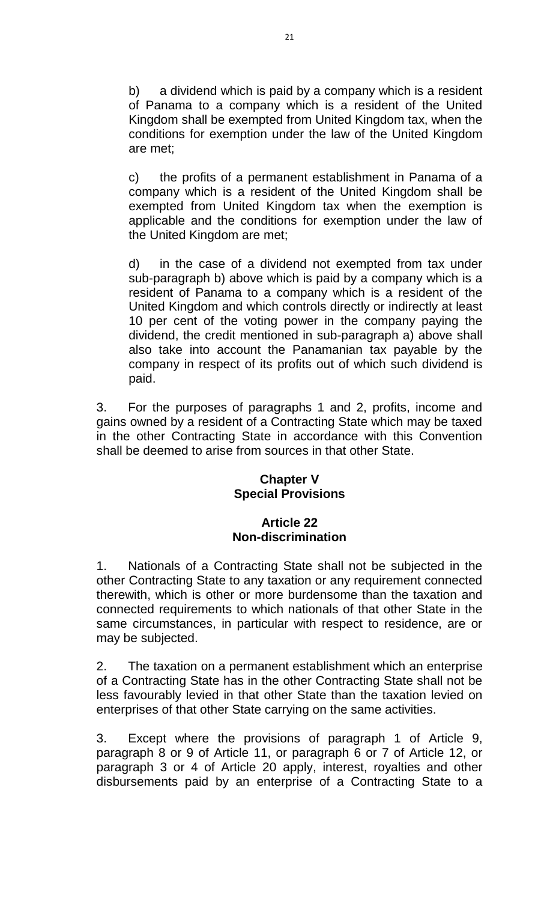b) a dividend which is paid by a company which is a resident of Panama to a company which is a resident of the United Kingdom shall be exempted from United Kingdom tax, when the conditions for exemption under the law of the United Kingdom are met;

c) the profits of a permanent establishment in Panama of a company which is a resident of the United Kingdom shall be exempted from United Kingdom tax when the exemption is applicable and the conditions for exemption under the law of the United Kingdom are met;

d) in the case of a dividend not exempted from tax under sub-paragraph b) above which is paid by a company which is a resident of Panama to a company which is a resident of the United Kingdom and which controls directly or indirectly at least 10 per cent of the voting power in the company paying the dividend, the credit mentioned in sub-paragraph a) above shall also take into account the Panamanian tax payable by the company in respect of its profits out of which such dividend is paid.

3. For the purposes of paragraphs 1 and 2, profits, income and gains owned by a resident of a Contracting State which may be taxed in the other Contracting State in accordance with this Convention shall be deemed to arise from sources in that other State.

## Chapter V
## Special Provisions

### Article 22
### Non-discrimination

1. Nationals of a Contracting State shall not be subjected in the other Contracting State to any taxation or any requirement connected therewith, which is other or more burdensome than the taxation and connected requirements to which nationals of that other State in the same circumstances, in particular with respect to residence, are or may be subjected.

2. The taxation on a permanent establishment which an enterprise of a Contracting State has in the other Contracting State shall not be less favourably levied in that other State than the taxation levied on enterprises of that other State carrying on the same activities.

3. Except where the provisions of paragraph 1 of Article 9, paragraph 8 or 9 of Article 11, or paragraph 6 or 7 of Article 12, or paragraph 3 or 4 of Article 20 apply, interest, royalties and other disbursements paid by an enterprise of a Contracting State to a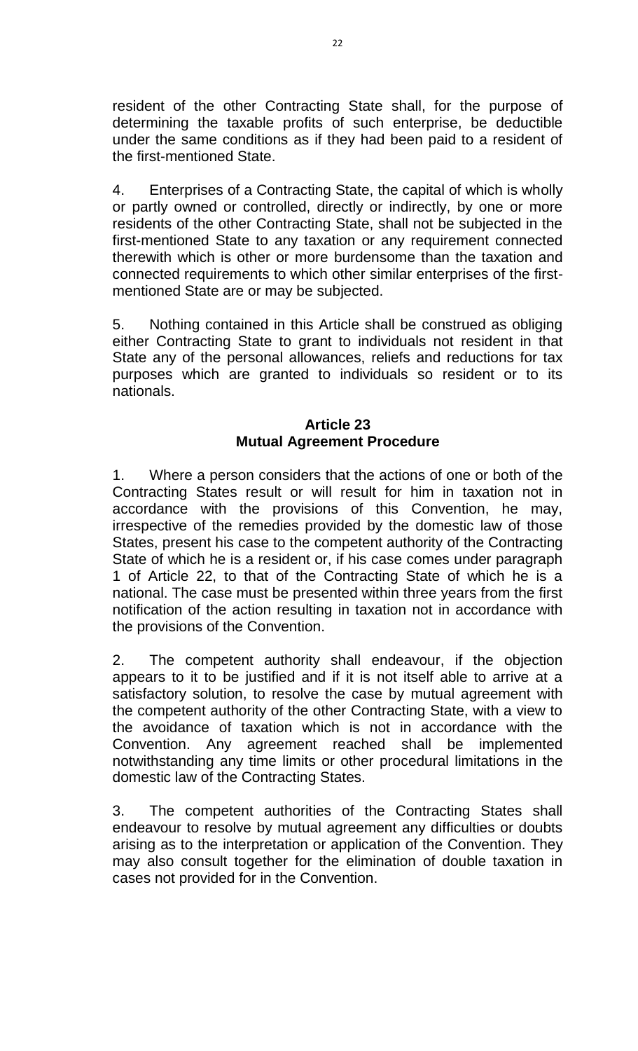resident of the other Contracting State shall, for the purpose of determining the taxable profits of such enterprise, be deductible under the same conditions as if they had been paid to a resident of the first-mentioned State.

4. Enterprises of a Contracting State, the capital of which is wholly or partly owned or controlled, directly or indirectly, by one or more residents of the other Contracting State, shall not be subjected in the first-mentioned State to any taxation or any requirement connected therewith which is other or more burdensome than the taxation and connected requirements to which other similar enterprises of the first-mentioned State are or may be subjected.

5. Nothing contained in this Article shall be construed as obliging either Contracting State to grant to individuals not resident in that State any of the personal allowances, reliefs and reductions for tax purposes which are granted to individuals so resident or to its nationals.

## Article 23
## Mutual Agreement Procedure

1. Where a person considers that the actions of one or both of the Contracting States result or will result for him in taxation not in accordance with the provisions of this Convention, he may, irrespective of the remedies provided by the domestic law of those States, present his case to the competent authority of the Contracting State of which he is a resident or, if his case comes under paragraph 1 of Article 22, to that of the Contracting State of which he is a national. The case must be presented within three years from the first notification of the action resulting in taxation not in accordance with the provisions of the Convention.

2. The competent authority shall endeavour, if the objection appears to it to be justified and if it is not itself able to arrive at a satisfactory solution, to resolve the case by mutual agreement with the competent authority of the other Contracting State, with a view to the avoidance of taxation which is not in accordance with the Convention. Any agreement reached shall be implemented notwithstanding any time limits or other procedural limitations in the domestic law of the Contracting States.

3. The competent authorities of the Contracting States shall endeavour to resolve by mutual agreement any difficulties or doubts arising as to the interpretation or application of the Convention. They may also consult together for the elimination of double taxation in cases not provided for in the Convention.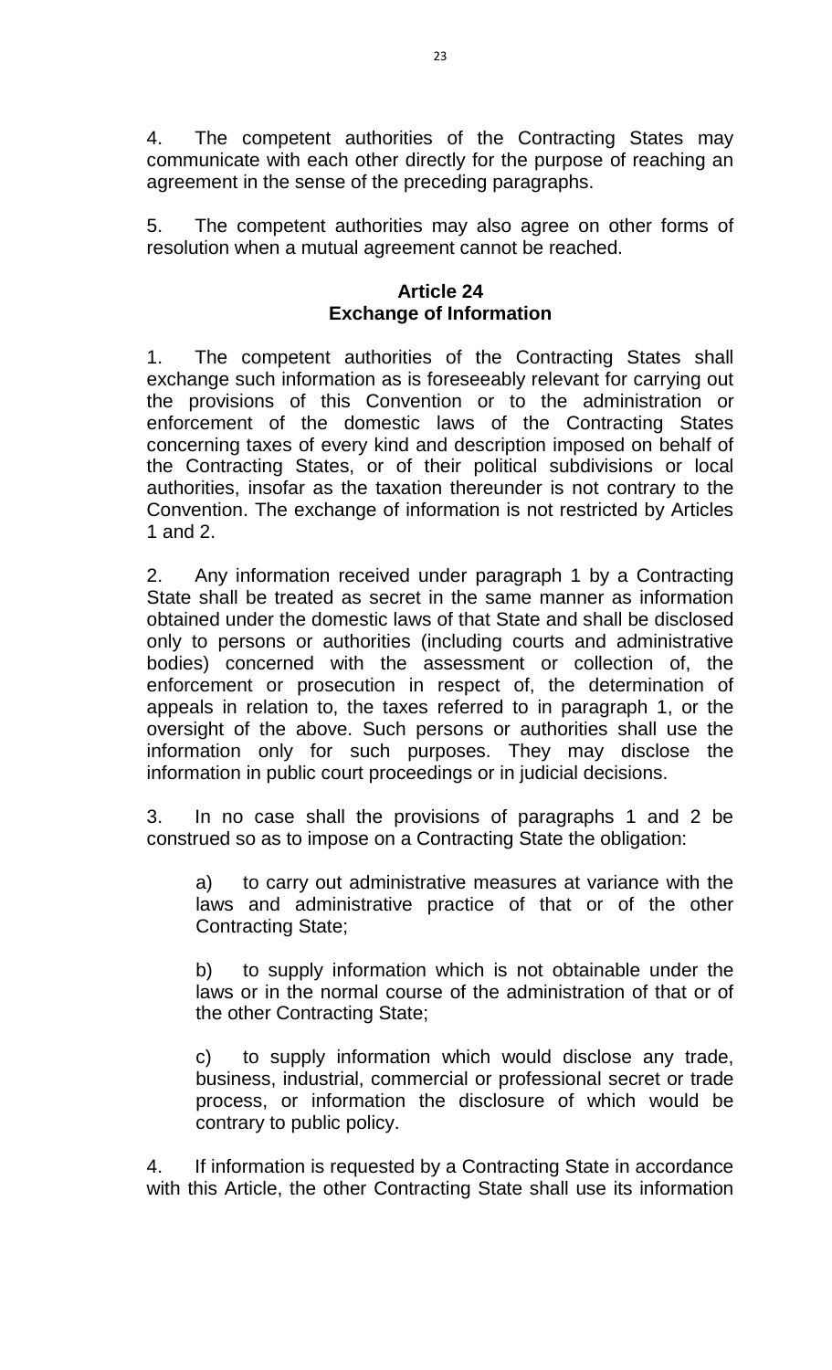4. The competent authorities of the Contracting States may communicate with each other directly for the purpose of reaching an agreement in the sense of the preceding paragraphs.

5. The competent authorities may also agree on other forms of resolution when a mutual agreement cannot be reached.

**Article 24**
**Exchange of Information**

1. The competent authorities of the Contracting States shall exchange such information as is foreseeably relevant for carrying out the provisions of this Convention or to the administration or enforcement of the domestic laws of the Contracting States concerning taxes of every kind and description imposed on behalf of the Contracting States, or of their political subdivisions or local authorities, insofar as the taxation thereunder is not contrary to the Convention. The exchange of information is not restricted by Articles 1 and 2.

2. Any information received under paragraph 1 by a Contracting State shall be treated as secret in the same manner as information obtained under the domestic laws of that State and shall be disclosed only to persons or authorities (including courts and administrative bodies) concerned with the assessment or collection of, the enforcement or prosecution in respect of, the determination of appeals in relation to, the taxes referred to in paragraph 1, or the oversight of the above. Such persons or authorities shall use the information only for such purposes. They may disclose the information in public court proceedings or in judicial decisions.

3. In no case shall the provisions of paragraphs 1 and 2 be construed so as to impose on a Contracting State the obligation:

a) to carry out administrative measures at variance with the laws and administrative practice of that or of the other Contracting State;

b) to supply information which is not obtainable under the laws or in the normal course of the administration of that or of the other Contracting State;

c) to supply information which would disclose any trade, business, industrial, commercial or professional secret or trade process, or information the disclosure of which would be contrary to public policy.

4. If information is requested by a Contracting State in accordance with this Article, the other Contracting State shall use its information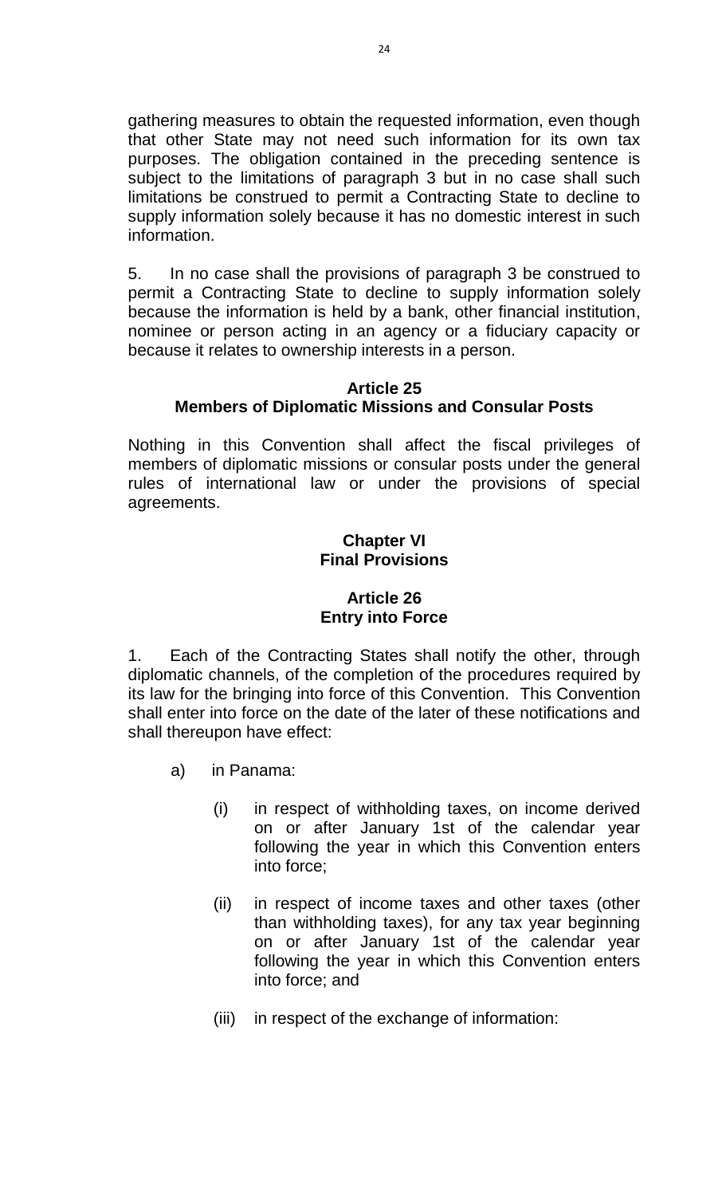gathering measures to obtain the requested information, even though that other State may not need such information for its own tax purposes. The obligation contained in the preceding sentence is subject to the limitations of paragraph 3 but in no case shall such limitations be construed to permit a Contracting State to decline to supply information solely because it has no domestic interest in such information.

5. In no case shall the provisions of paragraph 3 be construed to permit a Contracting State to decline to supply information solely because the information is held by a bank, other financial institution, nominee or person acting in an agency or a fiduciary capacity or because it relates to ownership interests in a person.

**Article 25**
**Members of Diplomatic Missions and Consular Posts**

Nothing in this Convention shall affect the fiscal privileges of members of diplomatic missions or consular posts under the general rules of international law or under the provisions of special agreements.

**Chapter VI**
**Final Provisions**

**Article 26**
**Entry into Force**

1. Each of the Contracting States shall notify the other, through diplomatic channels, of the completion of the procedures required by its law for the bringing into force of this Convention. This Convention shall enter into force on the date of the later of these notifications and shall thereupon have effect:

a) in Panama:

(i) in respect of withholding taxes, on income derived on or after January 1st of the calendar year following the year in which this Convention enters into force;

(ii) in respect of income taxes and other taxes (other than withholding taxes), for any tax year beginning on or after January 1st of the calendar year following the year in which this Convention enters into force; and

(iii) in respect of the exchange of information: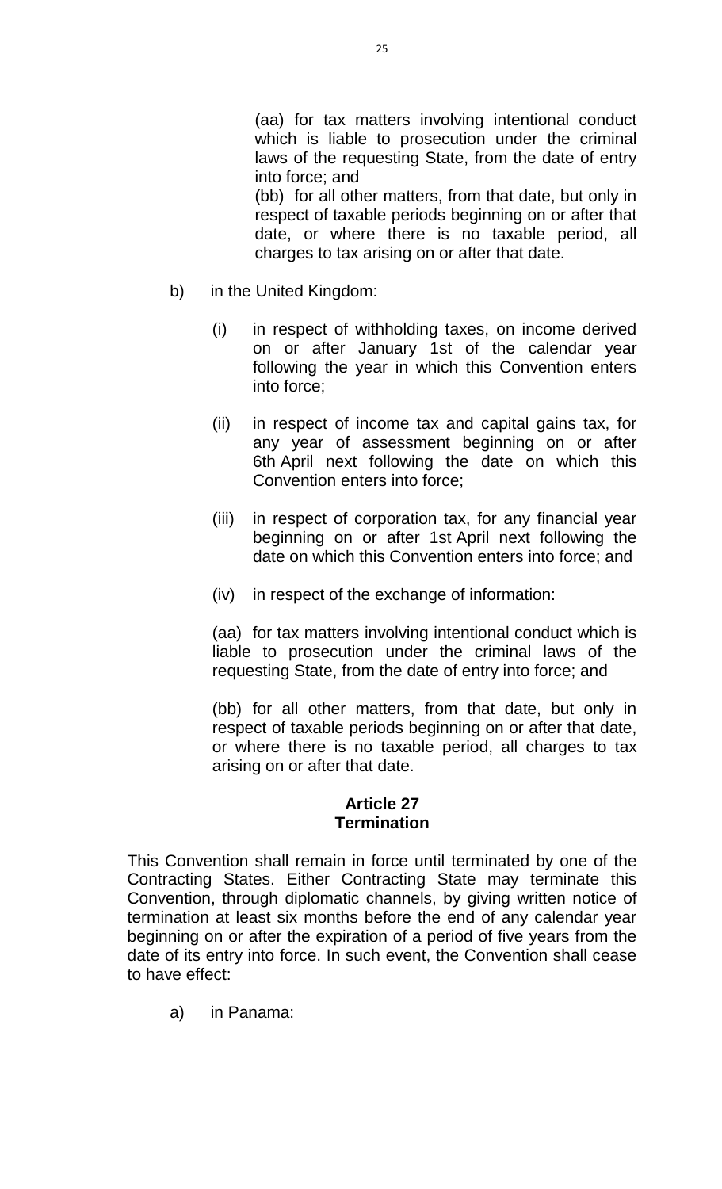(aa) for tax matters involving intentional conduct which is liable to prosecution under the criminal laws of the requesting State, from the date of entry into force; and

(bb) for all other matters, from that date, but only in respect of taxable periods beginning on or after that date, or where there is no taxable period, all charges to tax arising on or after that date.

b) in the United Kingdom:

(i) in respect of withholding taxes, on income derived on or after January 1st of the calendar year following the year in which this Convention enters into force;

(ii) in respect of income tax and capital gains tax, for any year of assessment beginning on or after 6th April next following the date on which this Convention enters into force;

(iii) in respect of corporation tax, for any financial year beginning on or after 1st April next following the date on which this Convention enters into force; and

(iv) in respect of the exchange of information:

(aa) for tax matters involving intentional conduct which is liable to prosecution under the criminal laws of the requesting State, from the date of entry into force; and

(bb) for all other matters, from that date, but only in respect of taxable periods beginning on or after that date, or where there is no taxable period, all charges to tax arising on or after that date.

## Article 27
## Termination

This Convention shall remain in force until terminated by one of the Contracting States. Either Contracting State may terminate this Convention, through diplomatic channels, by giving written notice of termination at least six months before the end of any calendar year beginning on or after the expiration of a period of five years from the date of its entry into force. In such event, the Convention shall cease to have effect:

a) in Panama: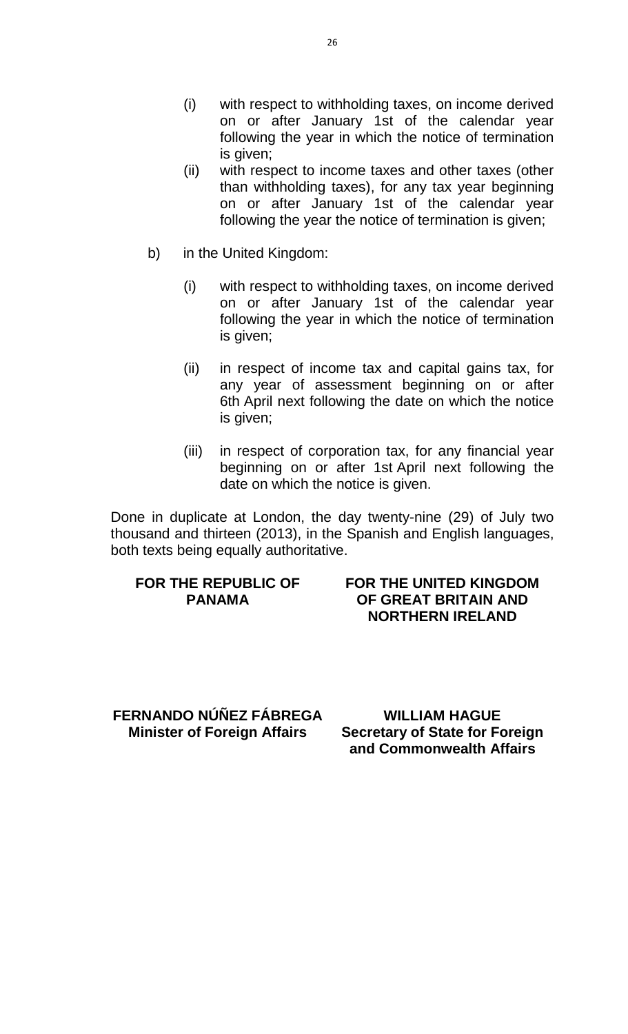(i) with respect to withholding taxes, on income derived on or after January 1st of the calendar year following the year in which the notice of termination is given;

(ii) with respect to income taxes and other taxes (other than withholding taxes), for any tax year beginning on or after January 1st of the calendar year following the year the notice of termination is given;

b) in the United Kingdom:

(i) with respect to withholding taxes, on income derived on or after January 1st of the calendar year following the year in which the notice of termination is given;

(ii) in respect of income tax and capital gains tax, for any year of assessment beginning on or after 6th April next following the date on which the notice is given;

(iii) in respect of corporation tax, for any financial year beginning on or after 1st April next following the date on which the notice is given.

Done in duplicate at London, the day twenty-nine (29) of July two thousand and thirteen (2013), in the Spanish and English languages, both texts being equally authoritative.

**FOR THE REPUBLIC OF PANAMA**

**FERNANDO NÚÑEZ FÁBREGA**
**Minister of Foreign Affairs**

**FOR THE UNITED KINGDOM OF GREAT BRITAIN AND NORTHERN IRELAND**

**WILLIAM HAGUE**
**Secretary of State for Foreign and Commonwealth Affairs**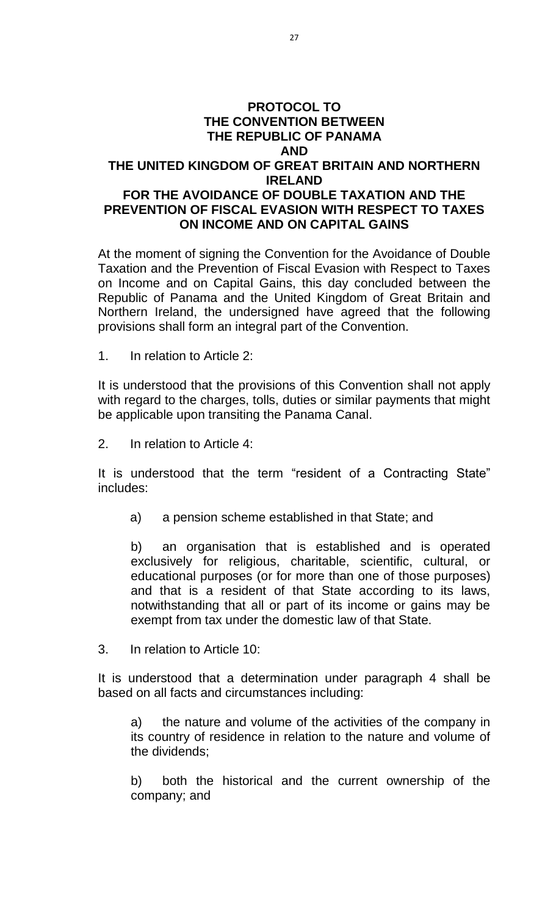# PROTOCOL TO THE CONVENTION BETWEEN THE REPUBLIC OF PANAMA AND THE UNITED KINGDOM OF GREAT BRITAIN AND NORTHERN IRELAND FOR THE AVOIDANCE OF DOUBLE TAXATION AND THE PREVENTION OF FISCAL EVASION WITH RESPECT TO TAXES ON INCOME AND ON CAPITAL GAINS

At the moment of signing the Convention for the Avoidance of Double Taxation and the Prevention of Fiscal Evasion with Respect to Taxes on Income and on Capital Gains, this day concluded between the Republic of Panama and the United Kingdom of Great Britain and Northern Ireland, the undersigned have agreed that the following provisions shall form an integral part of the Convention.

1. In relation to Article 2:

It is understood that the provisions of this Convention shall not apply with regard to the charges, tolls, duties or similar payments that might be applicable upon transiting the Panama Canal.

2. In relation to Article 4:

It is understood that the term "resident of a Contracting State" includes:

a) a pension scheme established in that State; and

b) an organisation that is established and is operated exclusively for religious, charitable, scientific, cultural, or educational purposes (or for more than one of those purposes) and that is a resident of that State according to its laws, notwithstanding that all or part of its income or gains may be exempt from tax under the domestic law of that State.

3. In relation to Article 10:

It is understood that a determination under paragraph 4 shall be based on all facts and circumstances including:

a) the nature and volume of the activities of the company in its country of residence in relation to the nature and volume of the dividends;

b) both the historical and the current ownership of the company; and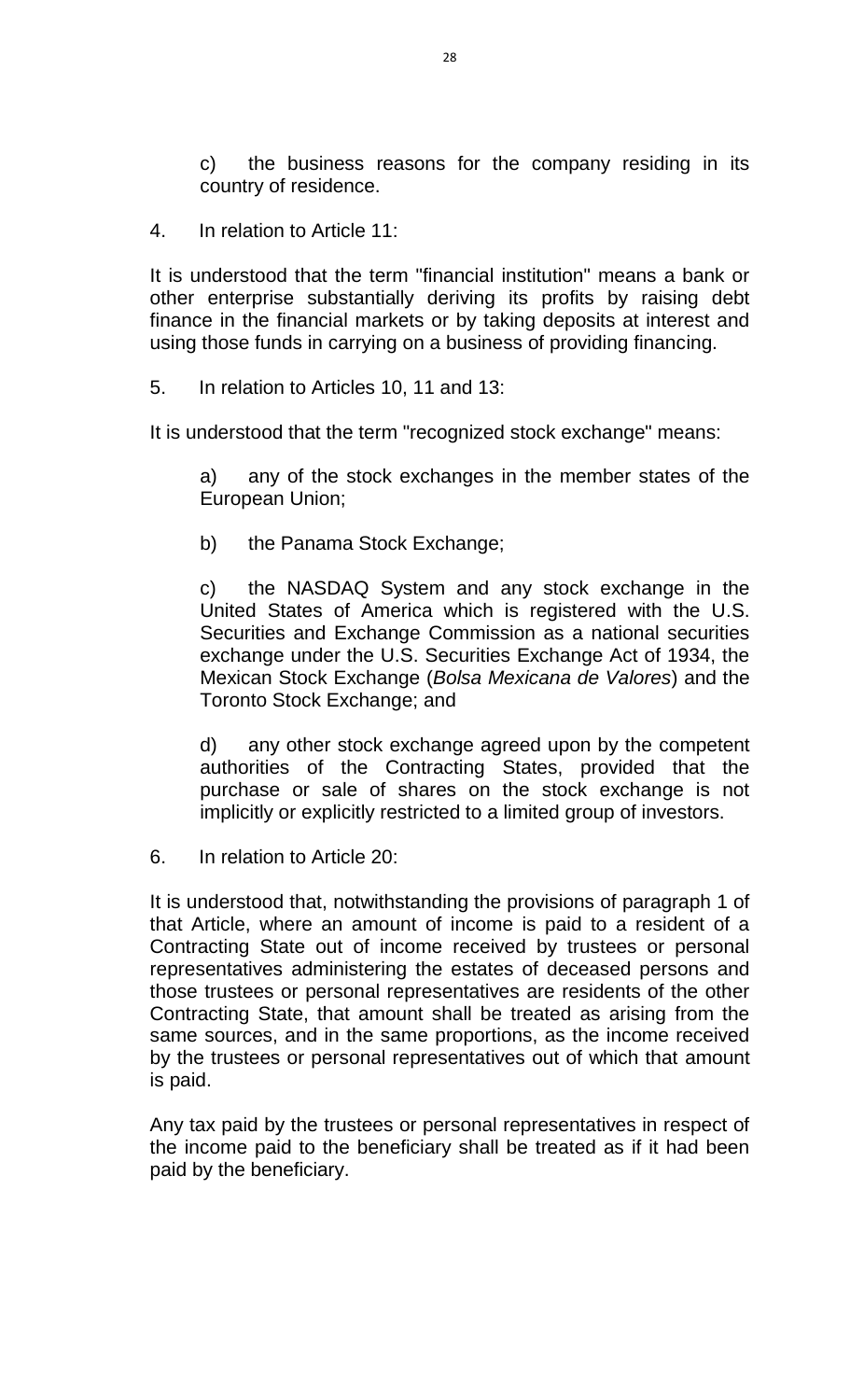c) the business reasons for the company residing in its country of residence.

4. In relation to Article 11:

It is understood that the term "financial institution" means a bank or other enterprise substantially deriving its profits by raising debt finance in the financial markets or by taking deposits at interest and using those funds in carrying on a business of providing financing.

5. In relation to Articles 10, 11 and 13:

It is understood that the term "recognized stock exchange" means:

a) any of the stock exchanges in the member states of the European Union;

b) the Panama Stock Exchange;

c) the NASDAQ System and any stock exchange in the United States of America which is registered with the U.S. Securities and Exchange Commission as a national securities exchange under the U.S. Securities Exchange Act of 1934, the Mexican Stock Exchange (*Bolsa Mexicana de Valores*) and the Toronto Stock Exchange; and

d) any other stock exchange agreed upon by the competent authorities of the Contracting States, provided that the purchase or sale of shares on the stock exchange is not implicitly or explicitly restricted to a limited group of investors.

6. In relation to Article 20:

It is understood that, notwithstanding the provisions of paragraph 1 of that Article, where an amount of income is paid to a resident of a Contracting State out of income received by trustees or personal representatives administering the estates of deceased persons and those trustees or personal representatives are residents of the other Contracting State, that amount shall be treated as arising from the same sources, and in the same proportions, as the income received by the trustees or personal representatives out of which that amount is paid.

Any tax paid by the trustees or personal representatives in respect of the income paid to the beneficiary shall be treated as if it had been paid by the beneficiary.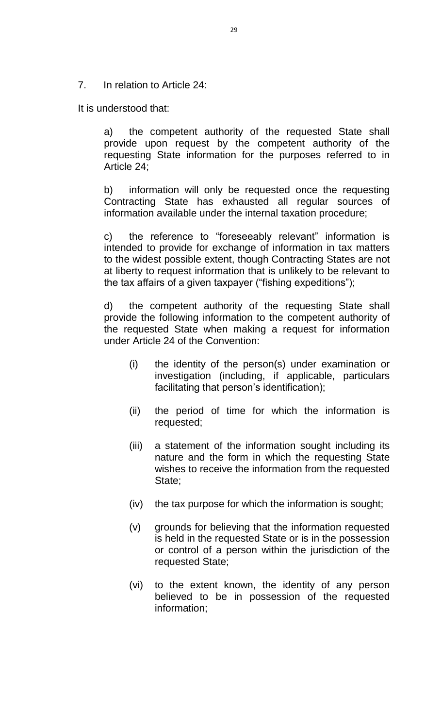7. In relation to Article 24:

It is understood that:

a) the competent authority of the requested State shall provide upon request by the competent authority of the requesting State information for the purposes referred to in Article 24;

b) information will only be requested once the requesting Contracting State has exhausted all regular sources of information available under the internal taxation procedure;

c) the reference to "foreseeably relevant" information is intended to provide for exchange of information in tax matters to the widest possible extent, though Contracting States are not at liberty to request information that is unlikely to be relevant to the tax affairs of a given taxpayer ("fishing expeditions");

d) the competent authority of the requesting State shall provide the following information to the competent authority of the requested State when making a request for information under Article 24 of the Convention:

- (i) the identity of the person(s) under examination or investigation (including, if applicable, particulars facilitating that person's identification);
- (ii) the period of time for which the information is requested;
- (iii) a statement of the information sought including its nature and the form in which the requesting State wishes to receive the information from the requested State;
- (iv) the tax purpose for which the information is sought;
- (v) grounds for believing that the information requested is held in the requested State or is in the possession or control of a person within the jurisdiction of the requested State;
- (vi) to the extent known, the identity of any person believed to be in possession of the requested information;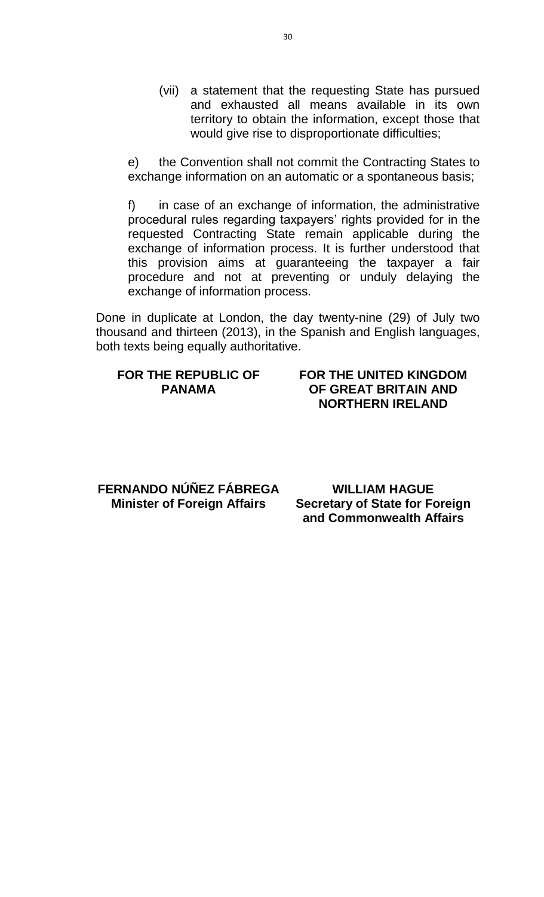(vii) a statement that the requesting State has pursued and exhausted all means available in its own territory to obtain the information, except those that would give rise to disproportionate difficulties;

e) the Convention shall not commit the Contracting States to exchange information on an automatic or a spontaneous basis;

f) in case of an exchange of information, the administrative procedural rules regarding taxpayers' rights provided for in the requested Contracting State remain applicable during the exchange of information process. It is further understood that this provision aims at guaranteeing the taxpayer a fair procedure and not at preventing or unduly delaying the exchange of information process.

Done in duplicate at London, the day twenty-nine (29) of July two thousand and thirteen (2013), in the Spanish and English languages, both texts being equally authoritative.

**FOR THE REPUBLIC OF PANAMA**

**FERNANDO NÚÑEZ FÁBREGA**
**Minister of Foreign Affairs**

**FOR THE UNITED KINGDOM OF GREAT BRITAIN AND NORTHERN IRELAND**

**WILLIAM HAGUE**
**Secretary of State for Foreign and Commonwealth Affairs**